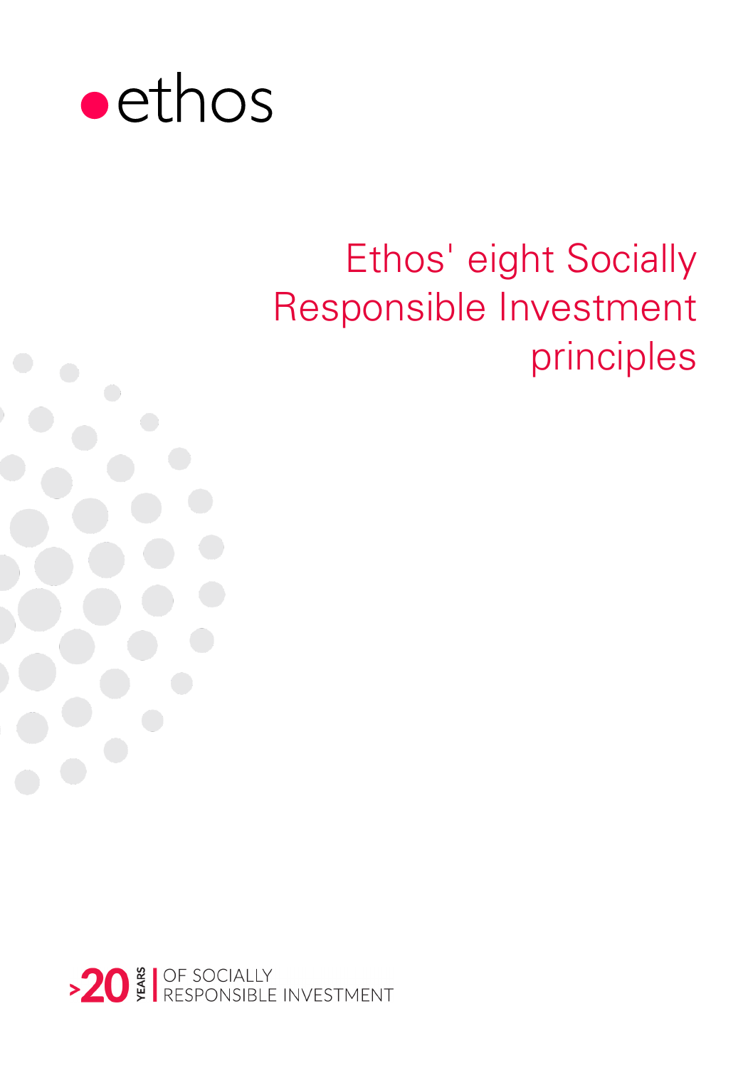ethos

# Ethos' eight Socially Responsible Investment principles

>20 YEARS | OF SOCIALLY RESPONSIBLE INVESTMENT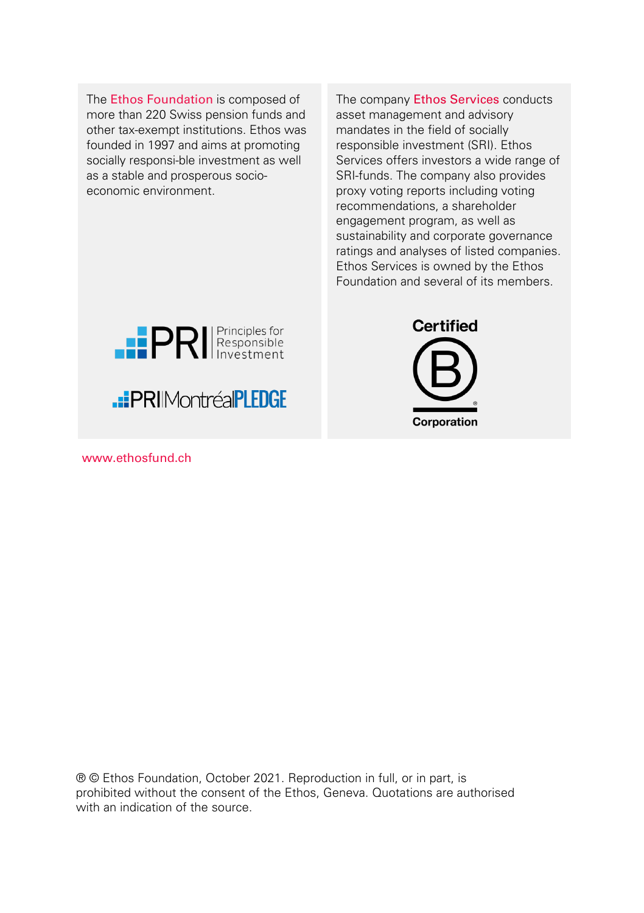The Ethos Foundation is composed of more than 220 Swiss pension funds and other tax-exempt institutions. Ethos was founded in 1997 and aims at promoting socially responsi-ble investment as well as a stable and prosperous socio-economic environment.

The company Ethos Services conducts asset management and advisory mandates in the field of socially responsible investment (SRI). Ethos Services offers investors a wide range of SRI-funds. The company also provides proxy voting reports including voting recommendations, a shareholder engagement program, as well as sustainability and corporate governance ratings and analyses of listed companies. Ethos Services is owned by the Ethos Foundation and several of its members.

PRI Principles for Responsible Investment

PRI Montréal PLEDGE

Certified B Corporation

www.ethosfund.ch

® © Ethos Foundation, October 2021. Reproduction in full, or in part, is prohibited without the consent of the Ethos, Geneva. Quotations are authorised with an indication of the source.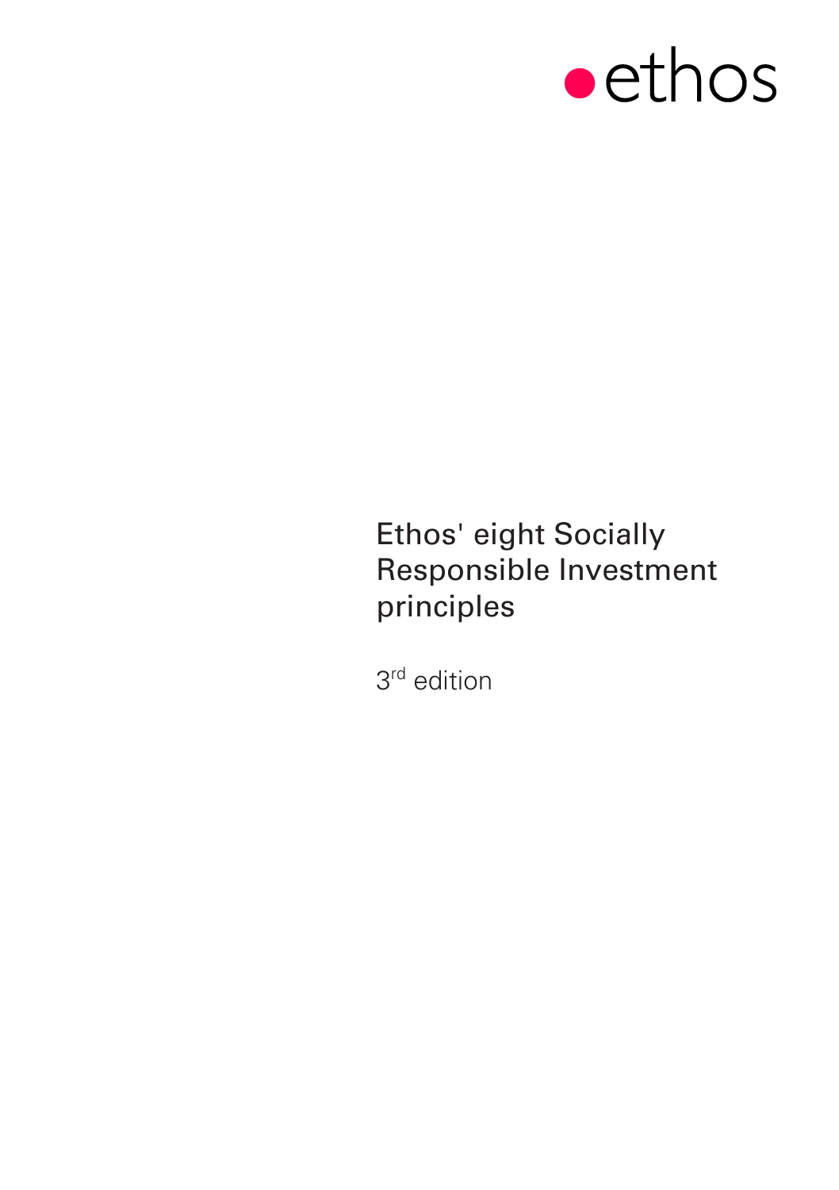ethos

# Ethos' eight Socially Responsible Investment principles

3rd edition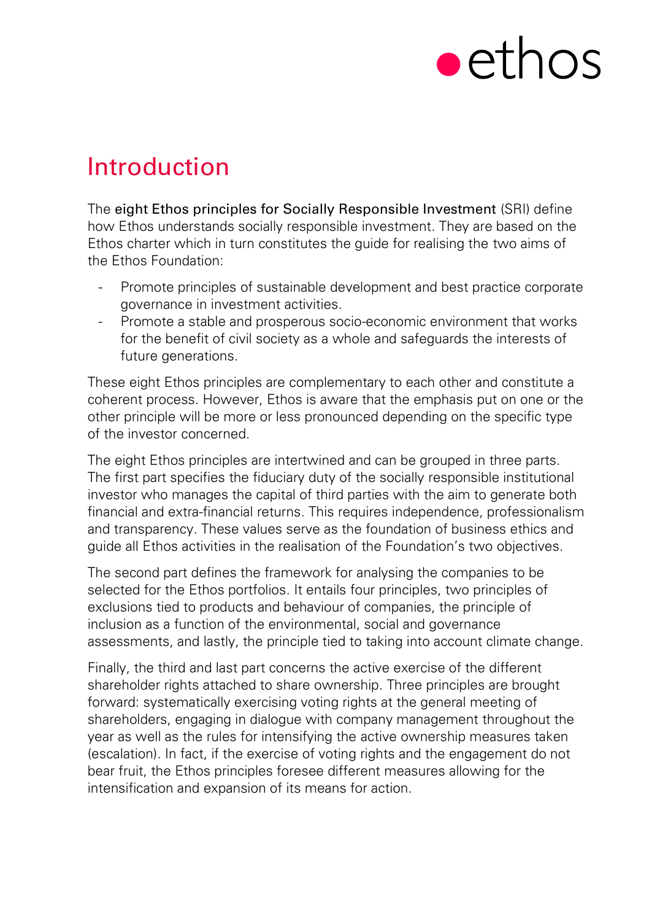# Introduction

The **eight Ethos principles for Socially Responsible Investment** (SRI) define how Ethos understands socially responsible investment. They are based on the Ethos charter which in turn constitutes the guide for realising the two aims of the Ethos Foundation:

- Promote principles of sustainable development and best practice corporate governance in investment activities.
- Promote a stable and prosperous socio-economic environment that works for the benefit of civil society as a whole and safeguards the interests of future generations.

These eight Ethos principles are complementary to each other and constitute a coherent process. However, Ethos is aware that the emphasis put on one or the other principle will be more or less pronounced depending on the specific type of the investor concerned.

The eight Ethos principles are intertwined and can be grouped in three parts. The first part specifies the fiduciary duty of the socially responsible institutional investor who manages the capital of third parties with the aim to generate both financial and extra-financial returns. This requires independence, professionalism and transparency. These values serve as the foundation of business ethics and guide all Ethos activities in the realisation of the Foundation's two objectives.

The second part defines the framework for analysing the companies to be selected for the Ethos portfolios. It entails four principles, two principles of exclusions tied to products and behaviour of companies, the principle of inclusion as a function of the environmental, social and governance assessments, and lastly, the principle tied to taking into account climate change.

Finally, the third and last part concerns the active exercise of the different shareholder rights attached to share ownership. Three principles are brought forward: systematically exercising voting rights at the general meeting of shareholders, engaging in dialogue with company management throughout the year as well as the rules for intensifying the active ownership measures taken (escalation). In fact, if the exercise of voting rights and the engagement do not bear fruit, the Ethos principles foresee different measures allowing for the intensification and expansion of its means for action.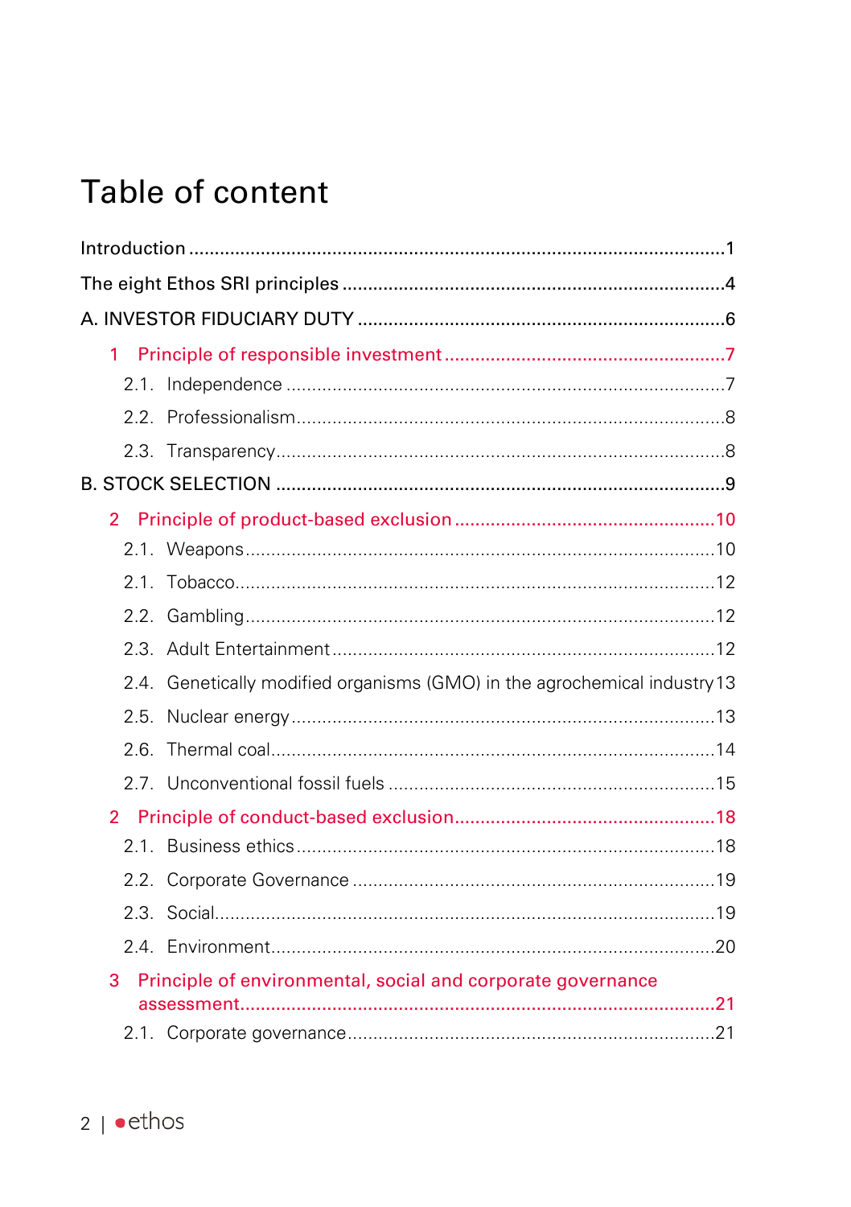# Table of content

Introduction ........................................................................................................1

The eight Ethos SRI principles ..........................................................................4

A. INVESTOR FIDUCIARY DUTY .......................................................................6

1 Principle of responsible investment ......................................................7

- 2.1. Independence .....................................................................................7
- 2.2. Professionalism...................................................................................8
- 2.3. Transparency.......................................................................................8

B. STOCK SELECTION .......................................................................................9

2 Principle of product-based exclusion ...................................................10

- 2.1. Weapons...........................................................................................10
- 2.1. Tobacco.............................................................................................12
- 2.2. Gambling...........................................................................................12
- 2.3. Adult Entertainment..........................................................................12
- 2.4. Genetically modified organisms (GMO) in the agrochemical industry 13
- 2.5. Nuclear energy ..................................................................................13
- 2.6. Thermal coal......................................................................................14
- 2.7. Unconventional fossil fuels ...............................................................15

2 Principle of conduct-based exclusion...................................................18

- 2.1. Business ethics .................................................................................18
- 2.2. Corporate Governance .....................................................................19
- 2.3. Social................................................................................................19
- 2.4. Environment.....................................................................................20

3 Principle of environmental, social and corporate governance assessment............................................................................................21

- 2.1. Corporate governance.......................................................................21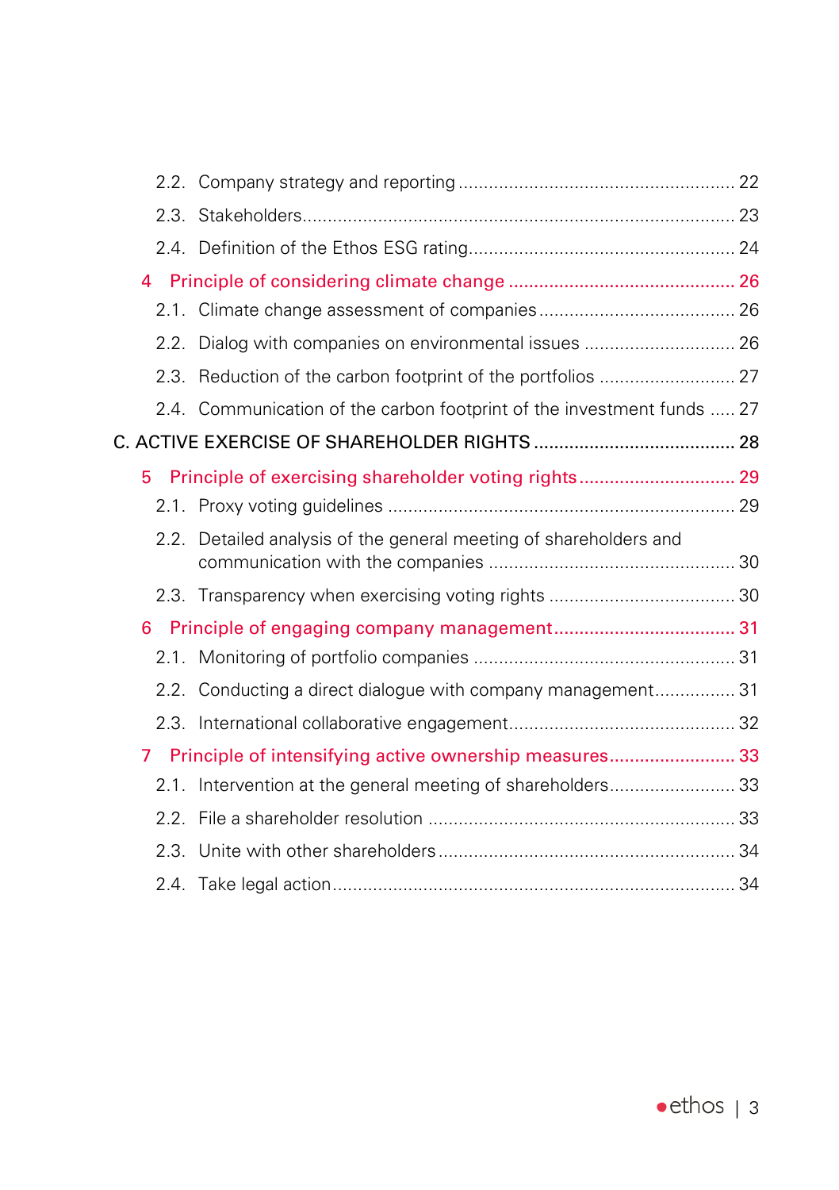2.2. Company strategy and reporting ....................................................... 22

2.3. Stakeholders ..................................................................................... 23

2.4. Definition of the Ethos ESG rating .................................................... 24

4 Principle of considering climate change ............................................ 26

2.1. Climate change assessment of companies ....................................... 26

2.2. Dialog with companies on environmental issues .............................. 26

2.3. Reduction of the carbon footprint of the portfolios ........................... 27

2.4. Communication of the carbon footprint of the investment funds ..... 27

C. ACTIVE EXERCISE OF SHAREHOLDER RIGHTS ........................................ 28

5 Principle of exercising shareholder voting rights ................................ 29

2.1. Proxy voting guidelines .................................................................... 29

2.2. Detailed analysis of the general meeting of shareholders and communication with the companies ................................................. 30

2.3. Transparency when exercising voting rights ..................................... 30

6 Principle of engaging company management .................................... 31

2.1. Monitoring of portfolio companies ................................................... 31

2.2. Conducting a direct dialogue with company management ................ 31

2.3. International collaborative engagement ............................................ 32

7 Principle of intensifying active ownership measures ......................... 33

2.1. Intervention at the general meeting of shareholders ......................... 33

2.2. File a shareholder resolution ............................................................ 33

2.3. Unite with other shareholders ........................................................... 34

2.4. Take legal action ............................................................................... 34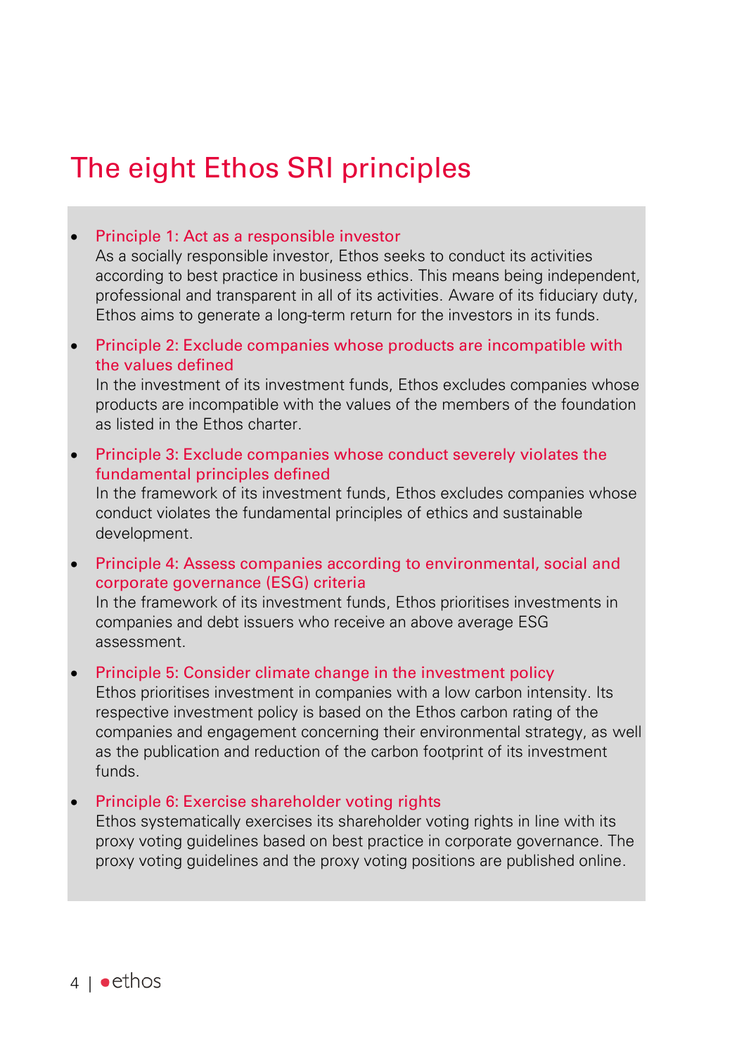# The eight Ethos SRI principles

- **Principle 1: Act as a responsible investor**
  As a socially responsible investor, Ethos seeks to conduct its activities according to best practice in business ethics. This means being independent, professional and transparent in all of its activities. Aware of its fiduciary duty, Ethos aims to generate a long-term return for the investors in its funds.

- **Principle 2: Exclude companies whose products are incompatible with the values defined**
  In the investment of its investment funds, Ethos excludes companies whose products are incompatible with the values of the members of the foundation as listed in the Ethos charter.

- **Principle 3: Exclude companies whose conduct severely violates the fundamental principles defined**
  In the framework of its investment funds, Ethos excludes companies whose conduct violates the fundamental principles of ethics and sustainable development.

- **Principle 4: Assess companies according to environmental, social and corporate governance (ESG) criteria**
  In the framework of its investment funds, Ethos prioritises investments in companies and debt issuers who receive an above average ESG assessment.

- **Principle 5: Consider climate change in the investment policy**
  Ethos prioritises investment in companies with a low carbon intensity. Its respective investment policy is based on the Ethos carbon rating of the companies and engagement concerning their environmental strategy, as well as the publication and reduction of the carbon footprint of its investment funds.

- **Principle 6: Exercise shareholder voting rights**
  Ethos systematically exercises its shareholder voting rights in line with its proxy voting guidelines based on best practice in corporate governance. The proxy voting guidelines and the proxy voting positions are published online.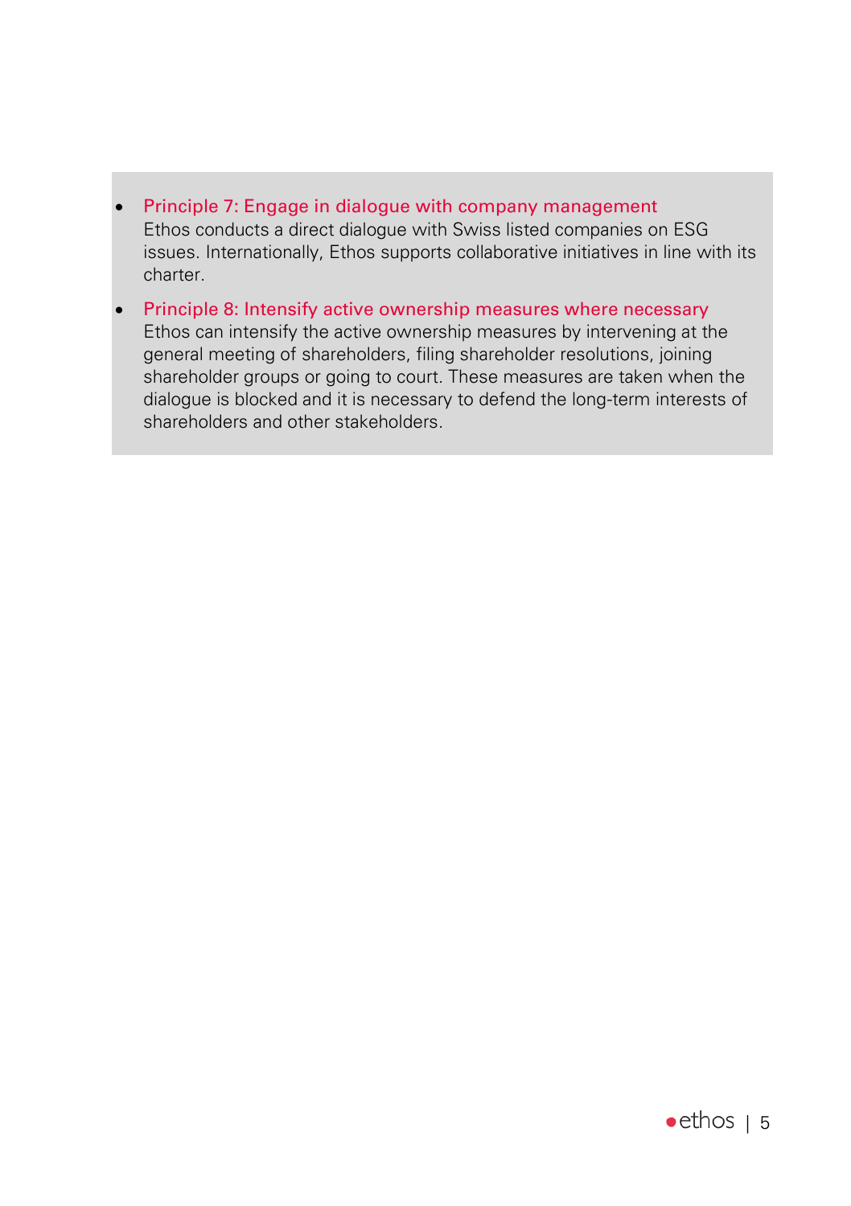- **Principle 7: Engage in dialogue with company management**
  Ethos conducts a direct dialogue with Swiss listed companies on ESG issues. Internationally, Ethos supports collaborative initiatives in line with its charter.

- **Principle 8: Intensify active ownership measures where necessary**
  Ethos can intensify the active ownership measures by intervening at the general meeting of shareholders, filing shareholder resolutions, joining shareholder groups or going to court. These measures are taken when the dialogue is blocked and it is necessary to defend the long-term interests of shareholders and other stakeholders.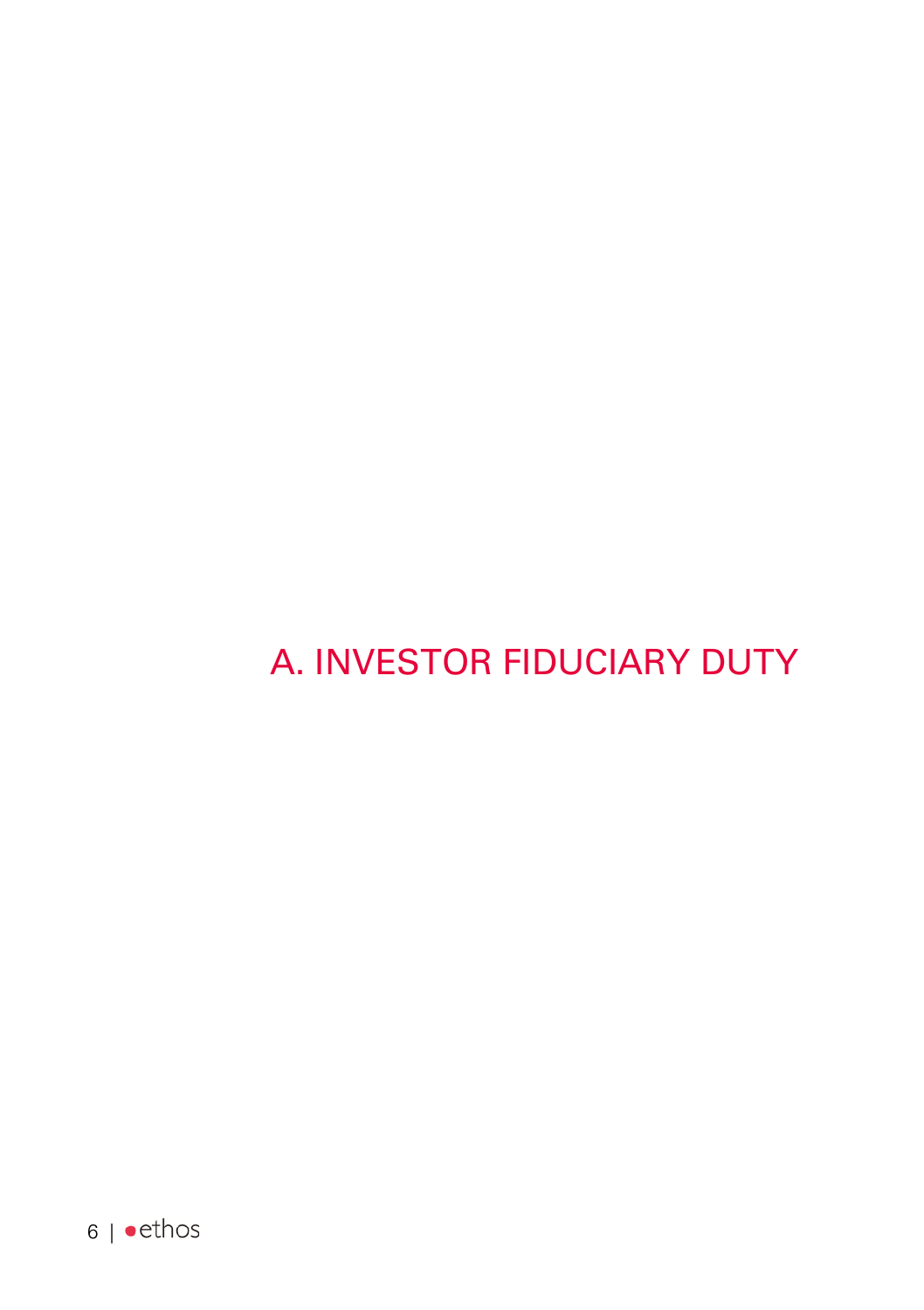# A. INVESTOR FIDUCIARY DUTY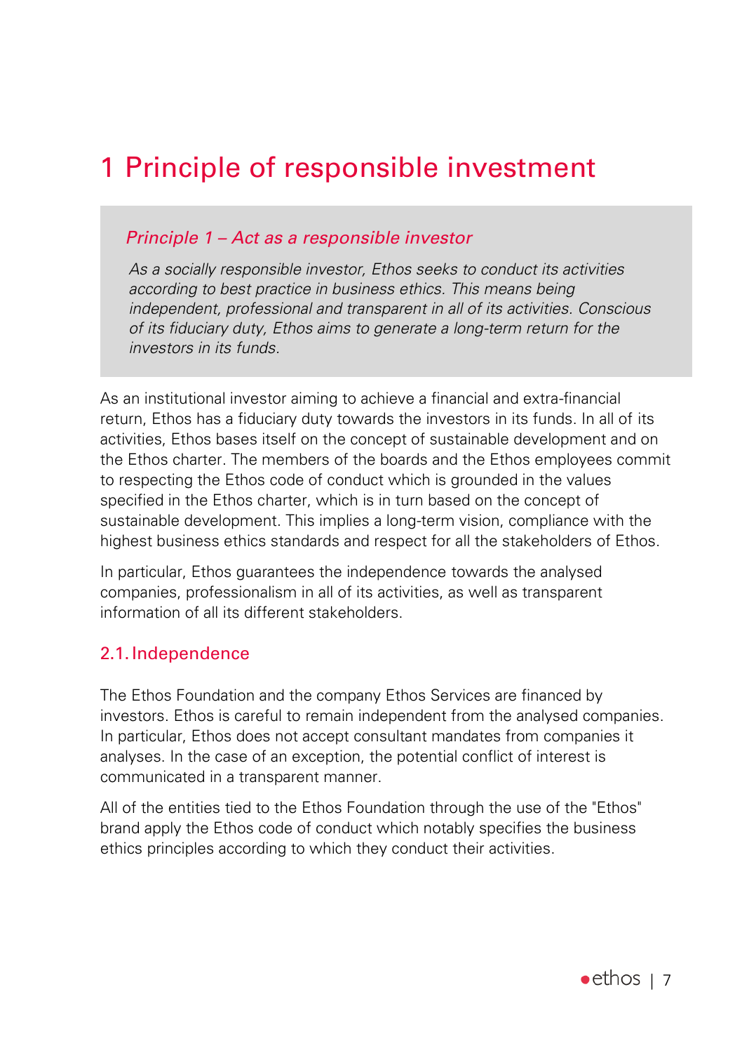# 1 Principle of responsible investment

> ***Principle 1 – Act as a responsible investor***
>
> *As a socially responsible investor, Ethos seeks to conduct its activities according to best practice in business ethics. This means being independent, professional and transparent in all of its activities. Conscious of its fiduciary duty, Ethos aims to generate a long-term return for the investors in its funds.*

As an institutional investor aiming to achieve a financial and extra-financial return, Ethos has a fiduciary duty towards the investors in its funds. In all of its activities, Ethos bases itself on the concept of sustainable development and on the Ethos charter. The members of the boards and the Ethos employees commit to respecting the Ethos code of conduct which is grounded in the values specified in the Ethos charter, which is in turn based on the concept of sustainable development. This implies a long-term vision, compliance with the highest business ethics standards and respect for all the stakeholders of Ethos.

In particular, Ethos guarantees the independence towards the analysed companies, professionalism in all of its activities, as well as transparent information of all its different stakeholders.

## 2.1. Independence

The Ethos Foundation and the company Ethos Services are financed by investors. Ethos is careful to remain independent from the analysed companies. In particular, Ethos does not accept consultant mandates from companies it analyses. In the case of an exception, the potential conflict of interest is communicated in a transparent manner.

All of the entities tied to the Ethos Foundation through the use of the "Ethos" brand apply the Ethos code of conduct which notably specifies the business ethics principles according to which they conduct their activities.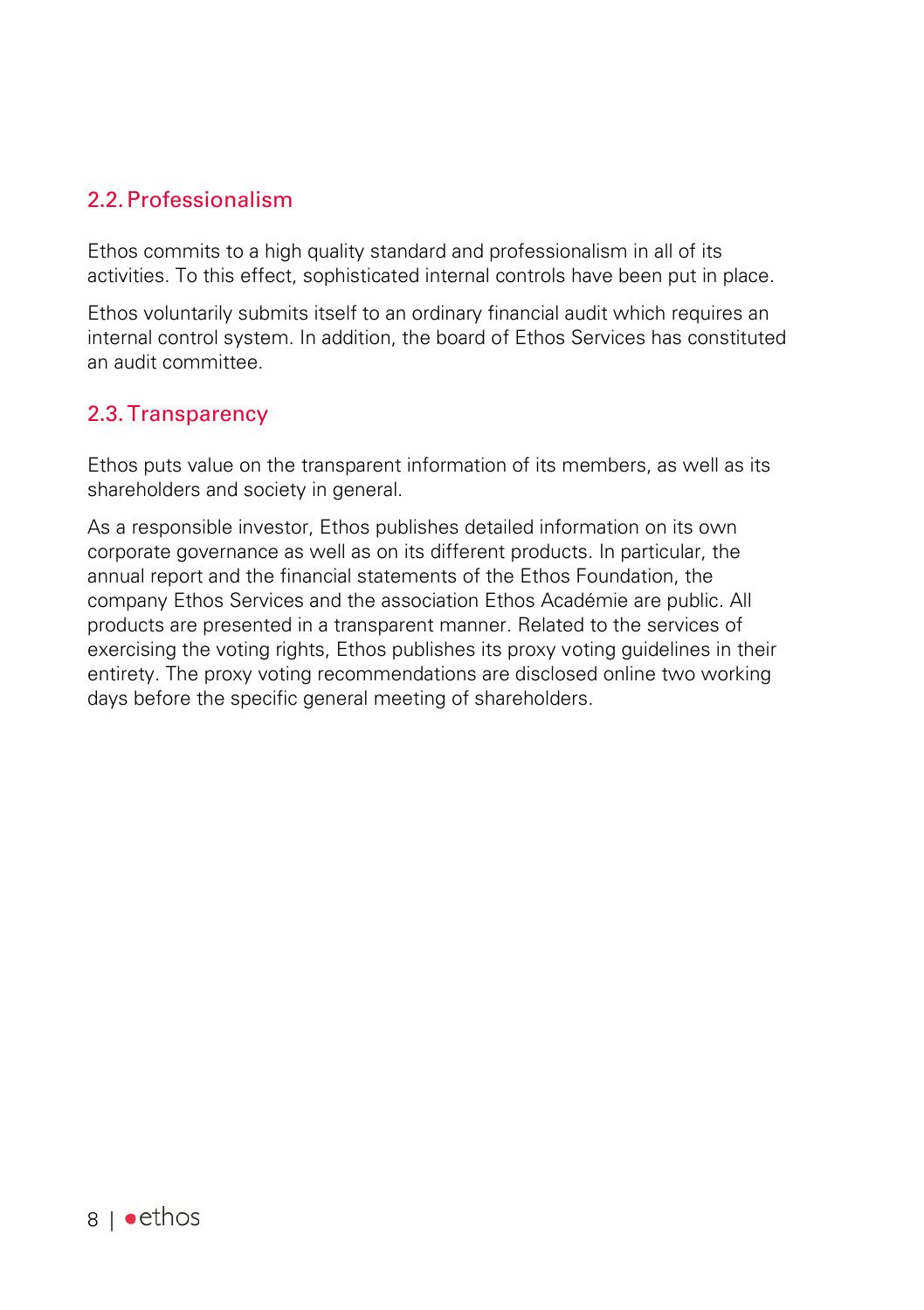## 2.2. Professionalism

Ethos commits to a high quality standard and professionalism in all of its activities. To this effect, sophisticated internal controls have been put in place.

Ethos voluntarily submits itself to an ordinary financial audit which requires an internal control system. In addition, the board of Ethos Services has constituted an audit committee.

## 2.3. Transparency

Ethos puts value on the transparent information of its members, as well as its shareholders and society in general.

As a responsible investor, Ethos publishes detailed information on its own corporate governance as well as on its different products. In particular, the annual report and the financial statements of the Ethos Foundation, the company Ethos Services and the association Ethos Académie are public. All products are presented in a transparent manner. Related to the services of exercising the voting rights, Ethos publishes its proxy voting guidelines in their entirety. The proxy voting recommendations are disclosed online two working days before the specific general meeting of shareholders.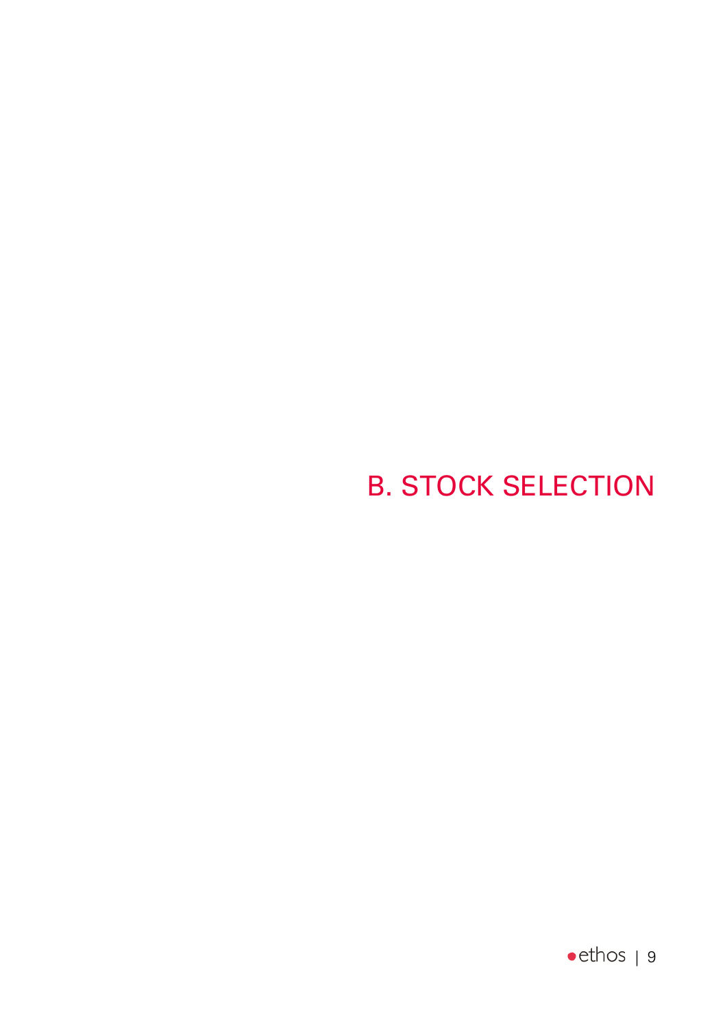# B. STOCK SELECTION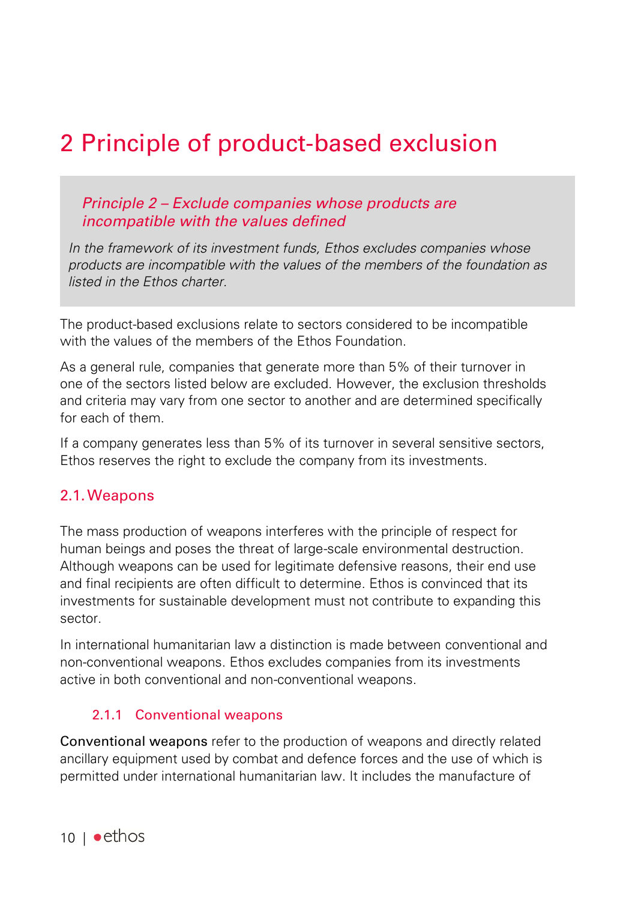# 2 Principle of product-based exclusion

> ***Principle 2 – Exclude companies whose products are incompatible with the values defined***
>
> *In the framework of its investment funds, Ethos excludes companies whose products are incompatible with the values of the members of the foundation as listed in the Ethos charter.*

The product-based exclusions relate to sectors considered to be incompatible with the values of the members of the Ethos Foundation.

As a general rule, companies that generate more than 5% of their turnover in one of the sectors listed below are excluded. However, the exclusion thresholds and criteria may vary from one sector to another and are determined specifically for each of them.

If a company generates less than 5% of its turnover in several sensitive sectors, Ethos reserves the right to exclude the company from its investments.

## 2.1. Weapons

The mass production of weapons interferes with the principle of respect for human beings and poses the threat of large-scale environmental destruction. Although weapons can be used for legitimate defensive reasons, their end use and final recipients are often difficult to determine. Ethos is convinced that its investments for sustainable development must not contribute to expanding this sector.

In international humanitarian law a distinction is made between conventional and non-conventional weapons. Ethos excludes companies from its investments active in both conventional and non-conventional weapons.

### 2.1.1 Conventional weapons

**Conventional weapons** refer to the production of weapons and directly related ancillary equipment used by combat and defence forces and the use of which is permitted under international humanitarian law. It includes the manufacture of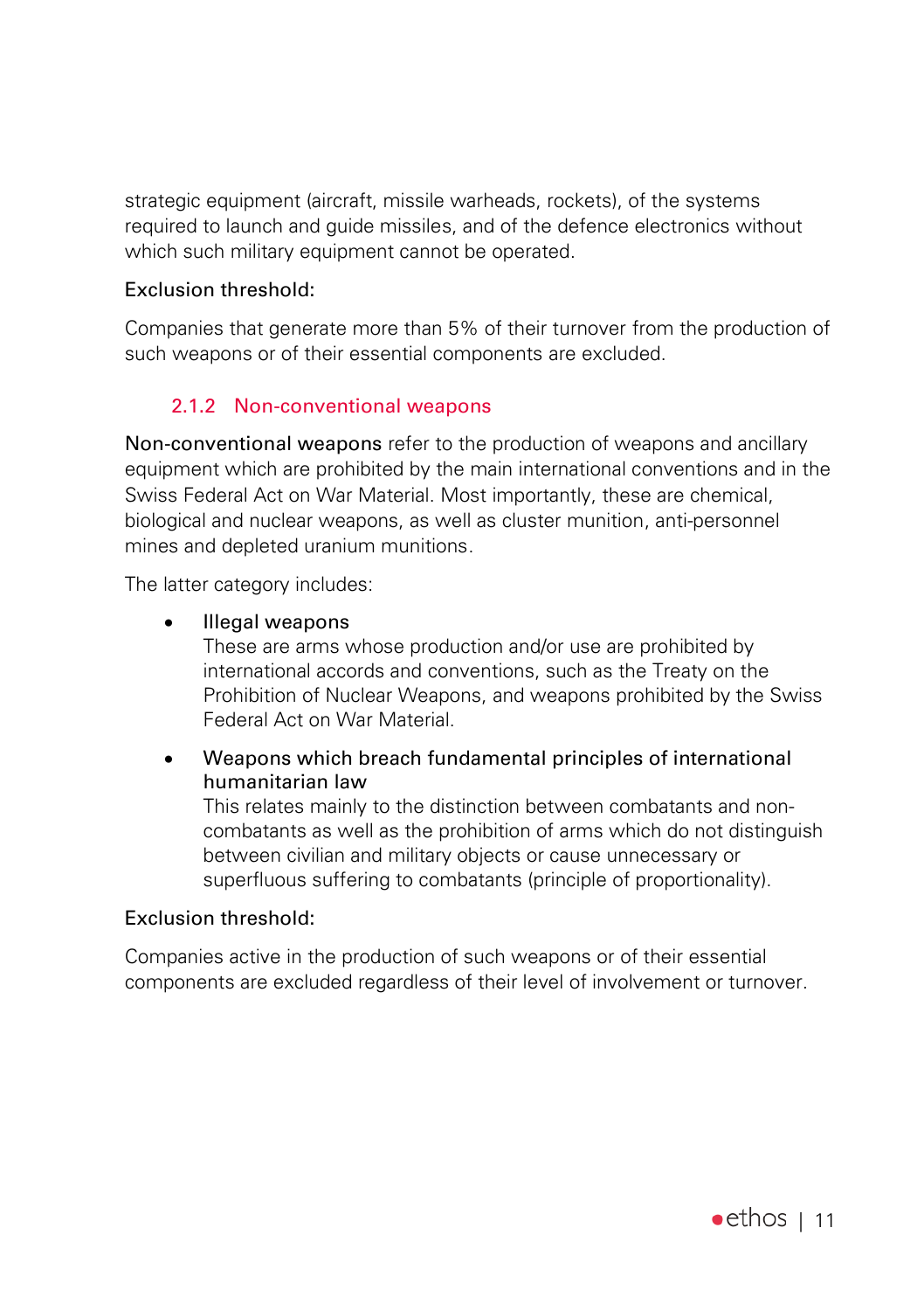strategic equipment (aircraft, missile warheads, rockets), of the systems required to launch and guide missiles, and of the defence electronics without which such military equipment cannot be operated.

Exclusion threshold:

Companies that generate more than 5% of their turnover from the production of such weapons or of their essential components are excluded.

### 2.1.2 Non-conventional weapons

Non-conventional weapons refer to the production of weapons and ancillary equipment which are prohibited by the main international conventions and in the Swiss Federal Act on War Material. Most importantly, these are chemical, biological and nuclear weapons, as well as cluster munition, anti-personnel mines and depleted uranium munitions.

The latter category includes:

- Illegal weapons
  These are arms whose production and/or use are prohibited by international accords and conventions, such as the Treaty on the Prohibition of Nuclear Weapons, and weapons prohibited by the Swiss Federal Act on War Material.

- Weapons which breach fundamental principles of international humanitarian law
  This relates mainly to the distinction between combatants and non-combatants as well as the prohibition of arms which do not distinguish between civilian and military objects or cause unnecessary or superfluous suffering to combatants (principle of proportionality).

Exclusion threshold:

Companies active in the production of such weapons or of their essential components are excluded regardless of their level of involvement or turnover.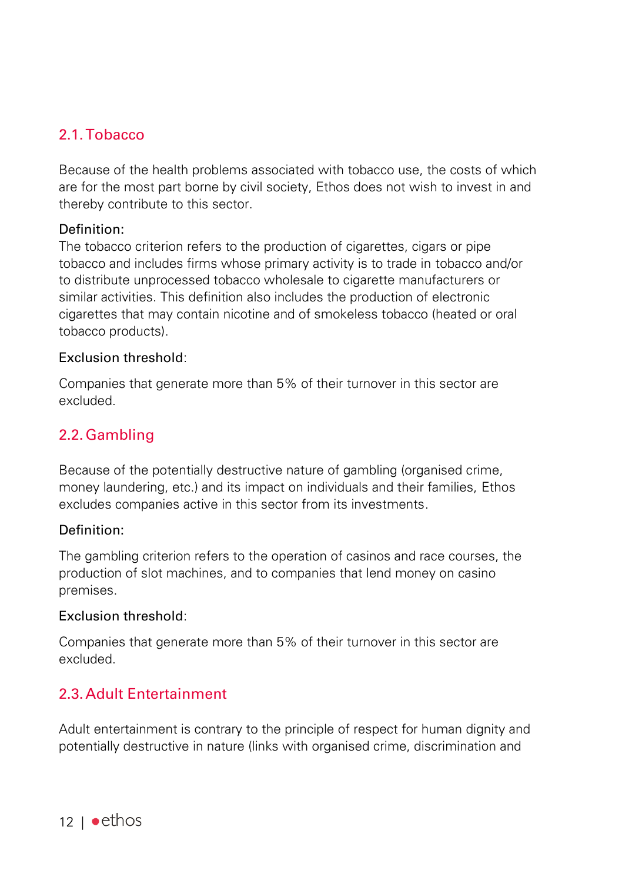## 2.1. Tobacco

Because of the health problems associated with tobacco use, the costs of which are for the most part borne by civil society, Ethos does not wish to invest in and thereby contribute to this sector.

Definition:
The tobacco criterion refers to the production of cigarettes, cigars or pipe tobacco and includes firms whose primary activity is to trade in tobacco and/or to distribute unprocessed tobacco wholesale to cigarette manufacturers or similar activities. This definition also includes the production of electronic cigarettes that may contain nicotine and of smokeless tobacco (heated or oral tobacco products).

Exclusion threshold:

Companies that generate more than 5% of their turnover in this sector are excluded.

## 2.2. Gambling

Because of the potentially destructive nature of gambling (organised crime, money laundering, etc.) and its impact on individuals and their families, Ethos excludes companies active in this sector from its investments.

Definition:

The gambling criterion refers to the operation of casinos and race courses, the production of slot machines, and to companies that lend money on casino premises.

Exclusion threshold:

Companies that generate more than 5% of their turnover in this sector are excluded.

## 2.3. Adult Entertainment

Adult entertainment is contrary to the principle of respect for human dignity and potentially destructive in nature (links with organised crime, discrimination and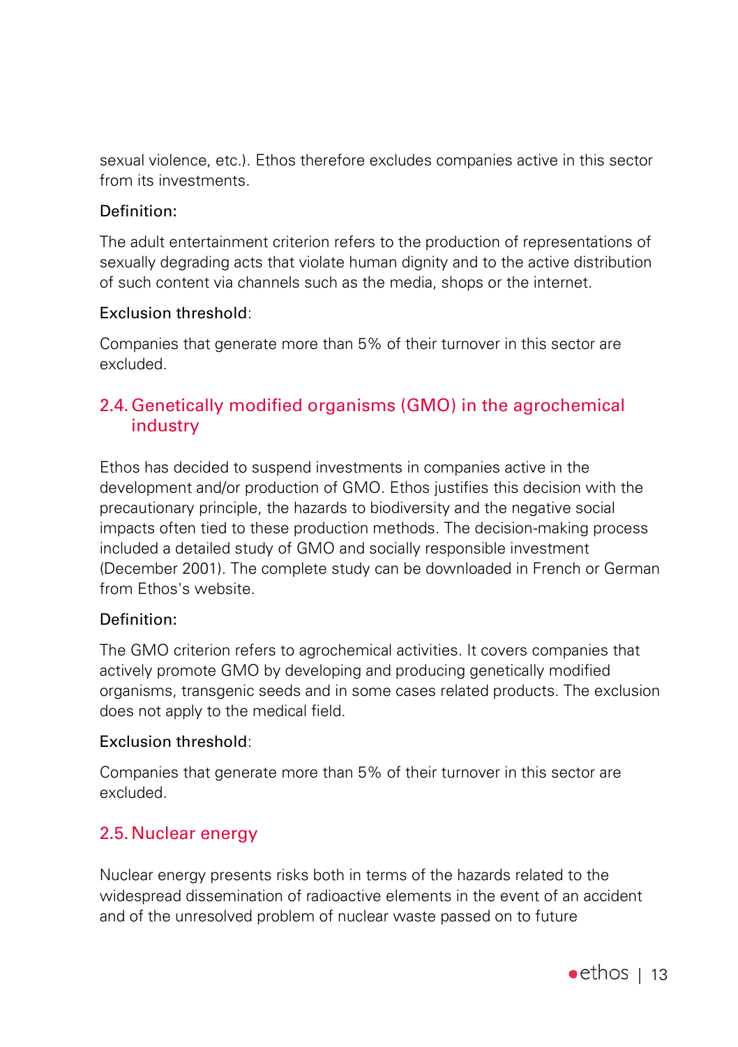sexual violence, etc.). Ethos therefore excludes companies active in this sector from its investments.

Definition:

The adult entertainment criterion refers to the production of representations of sexually degrading acts that violate human dignity and to the active distribution of such content via channels such as the media, shops or the internet.

Exclusion threshold:

Companies that generate more than 5% of their turnover in this sector are excluded.

## 2.4. Genetically modified organisms (GMO) in the agrochemical industry

Ethos has decided to suspend investments in companies active in the development and/or production of GMO. Ethos justifies this decision with the precautionary principle, the hazards to biodiversity and the negative social impacts often tied to these production methods. The decision-making process included a detailed study of GMO and socially responsible investment (December 2001). The complete study can be downloaded in French or German from Ethos's website.

Definition:

The GMO criterion refers to agrochemical activities. It covers companies that actively promote GMO by developing and producing genetically modified organisms, transgenic seeds and in some cases related products. The exclusion does not apply to the medical field.

Exclusion threshold:

Companies that generate more than 5% of their turnover in this sector are excluded.

## 2.5. Nuclear energy

Nuclear energy presents risks both in terms of the hazards related to the widespread dissemination of radioactive elements in the event of an accident and of the unresolved problem of nuclear waste passed on to future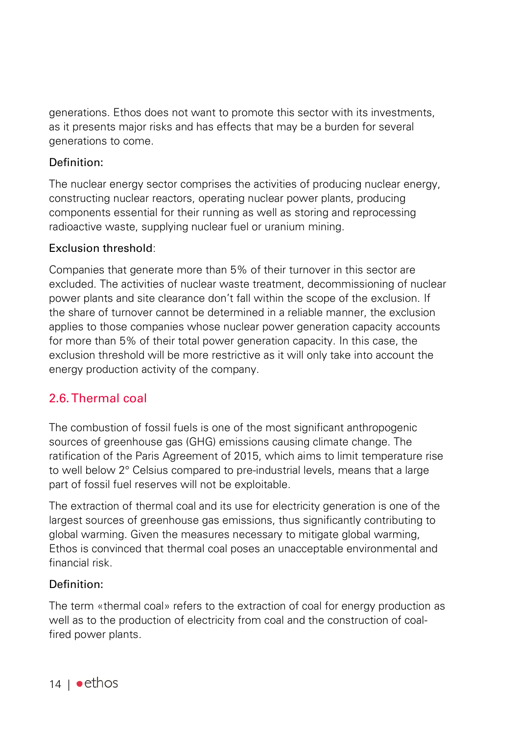generations. Ethos does not want to promote this sector with its investments, as it presents major risks and has effects that may be a burden for several generations to come.

Definition:

The nuclear energy sector comprises the activities of producing nuclear energy, constructing nuclear reactors, operating nuclear power plants, producing components essential for their running as well as storing and reprocessing radioactive waste, supplying nuclear fuel or uranium mining.

Exclusion threshold:

Companies that generate more than 5% of their turnover in this sector are excluded. The activities of nuclear waste treatment, decommissioning of nuclear power plants and site clearance don't fall within the scope of the exclusion. If the share of turnover cannot be determined in a reliable manner, the exclusion applies to those companies whose nuclear power generation capacity accounts for more than 5% of their total power generation capacity. In this case, the exclusion threshold will be more restrictive as it will only take into account the energy production activity of the company.

## 2.6. Thermal coal

The combustion of fossil fuels is one of the most significant anthropogenic sources of greenhouse gas (GHG) emissions causing climate change. The ratification of the Paris Agreement of 2015, which aims to limit temperature rise to well below 2° Celsius compared to pre-industrial levels, means that a large part of fossil fuel reserves will not be exploitable.

The extraction of thermal coal and its use for electricity generation is one of the largest sources of greenhouse gas emissions, thus significantly contributing to global warming. Given the measures necessary to mitigate global warming, Ethos is convinced that thermal coal poses an unacceptable environmental and financial risk.

Definition:

The term «thermal coal» refers to the extraction of coal for energy production as well as to the production of electricity from coal and the construction of coal-fired power plants.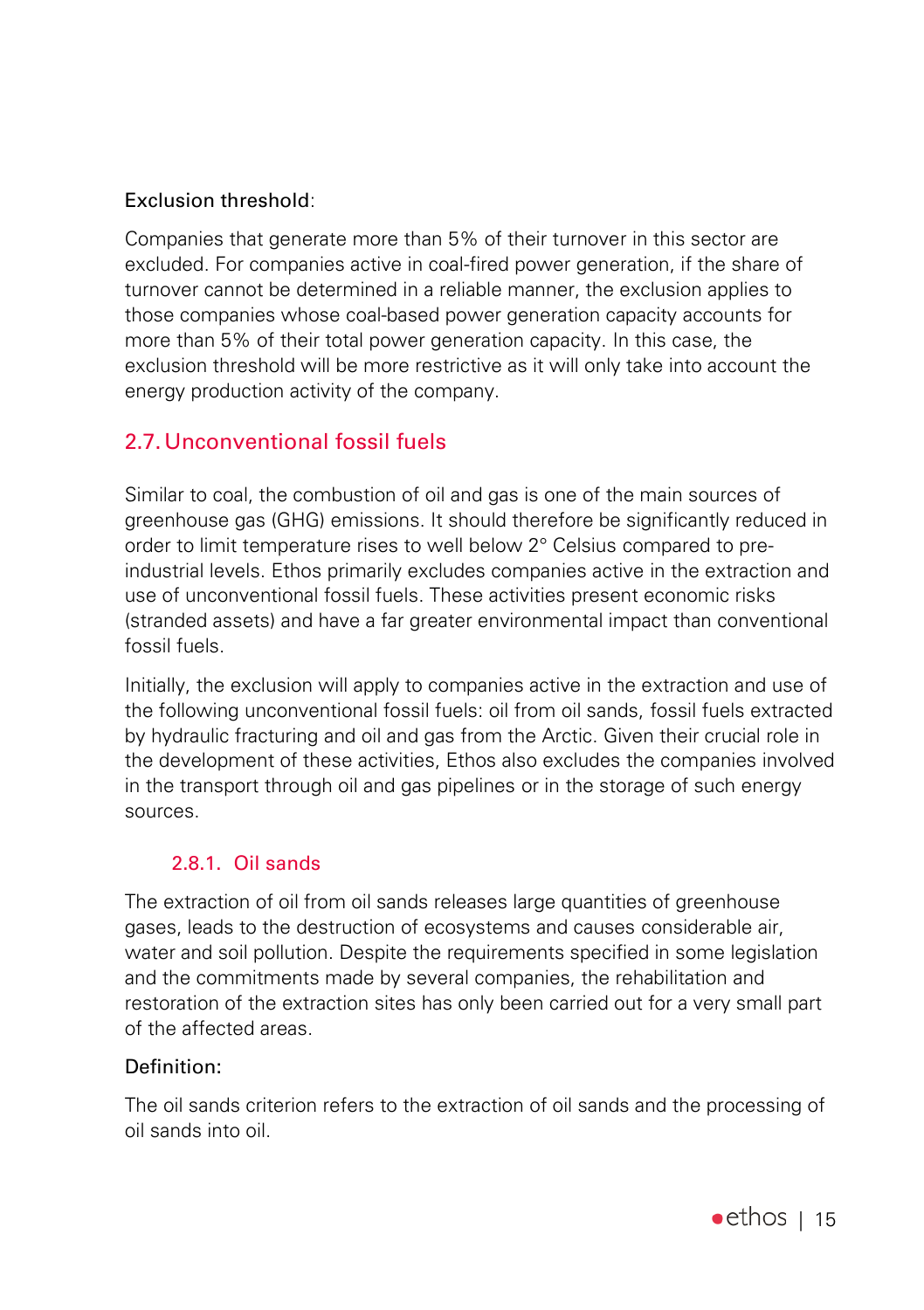Exclusion threshold:

Companies that generate more than 5% of their turnover in this sector are excluded. For companies active in coal-fired power generation, if the share of turnover cannot be determined in a reliable manner, the exclusion applies to those companies whose coal-based power generation capacity accounts for more than 5% of their total power generation capacity. In this case, the exclusion threshold will be more restrictive as it will only take into account the energy production activity of the company.

## 2.7. Unconventional fossil fuels

Similar to coal, the combustion of oil and gas is one of the main sources of greenhouse gas (GHG) emissions. It should therefore be significantly reduced in order to limit temperature rises to well below 2° Celsius compared to pre-industrial levels. Ethos primarily excludes companies active in the extraction and use of unconventional fossil fuels. These activities present economic risks (stranded assets) and have a far greater environmental impact than conventional fossil fuels.

Initially, the exclusion will apply to companies active in the extraction and use of the following unconventional fossil fuels: oil from oil sands, fossil fuels extracted by hydraulic fracturing and oil and gas from the Arctic. Given their crucial role in the development of these activities, Ethos also excludes the companies involved in the transport through oil and gas pipelines or in the storage of such energy sources.

### 2.8.1. Oil sands

The extraction of oil from oil sands releases large quantities of greenhouse gases, leads to the destruction of ecosystems and causes considerable air, water and soil pollution. Despite the requirements specified in some legislation and the commitments made by several companies, the rehabilitation and restoration of the extraction sites has only been carried out for a very small part of the affected areas.

Definition:

The oil sands criterion refers to the extraction of oil sands and the processing of oil sands into oil.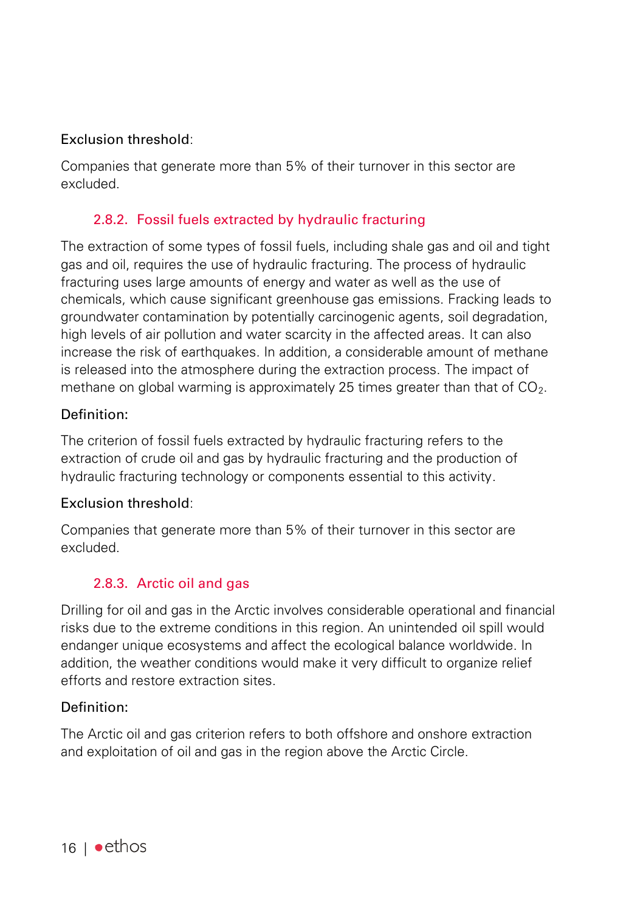Exclusion threshold:

Companies that generate more than 5% of their turnover in this sector are excluded.

### 2.8.2. Fossil fuels extracted by hydraulic fracturing

The extraction of some types of fossil fuels, including shale gas and oil and tight gas and oil, requires the use of hydraulic fracturing. The process of hydraulic fracturing uses large amounts of energy and water as well as the use of chemicals, which cause significant greenhouse gas emissions. Fracking leads to groundwater contamination by potentially carcinogenic agents, soil degradation, high levels of air pollution and water scarcity in the affected areas. It can also increase the risk of earthquakes. In addition, a considerable amount of methane is released into the atmosphere during the extraction process. The impact of methane on global warming is approximately 25 times greater than that of $CO_2$.

Definition:

The criterion of fossil fuels extracted by hydraulic fracturing refers to the extraction of crude oil and gas by hydraulic fracturing and the production of hydraulic fracturing technology or components essential to this activity.

Exclusion threshold:

Companies that generate more than 5% of their turnover in this sector are excluded.

### 2.8.3. Arctic oil and gas

Drilling for oil and gas in the Arctic involves considerable operational and financial risks due to the extreme conditions in this region. An unintended oil spill would endanger unique ecosystems and affect the ecological balance worldwide. In addition, the weather conditions would make it very difficult to organize relief efforts and restore extraction sites.

Definition:

The Arctic oil and gas criterion refers to both offshore and onshore extraction and exploitation of oil and gas in the region above the Arctic Circle.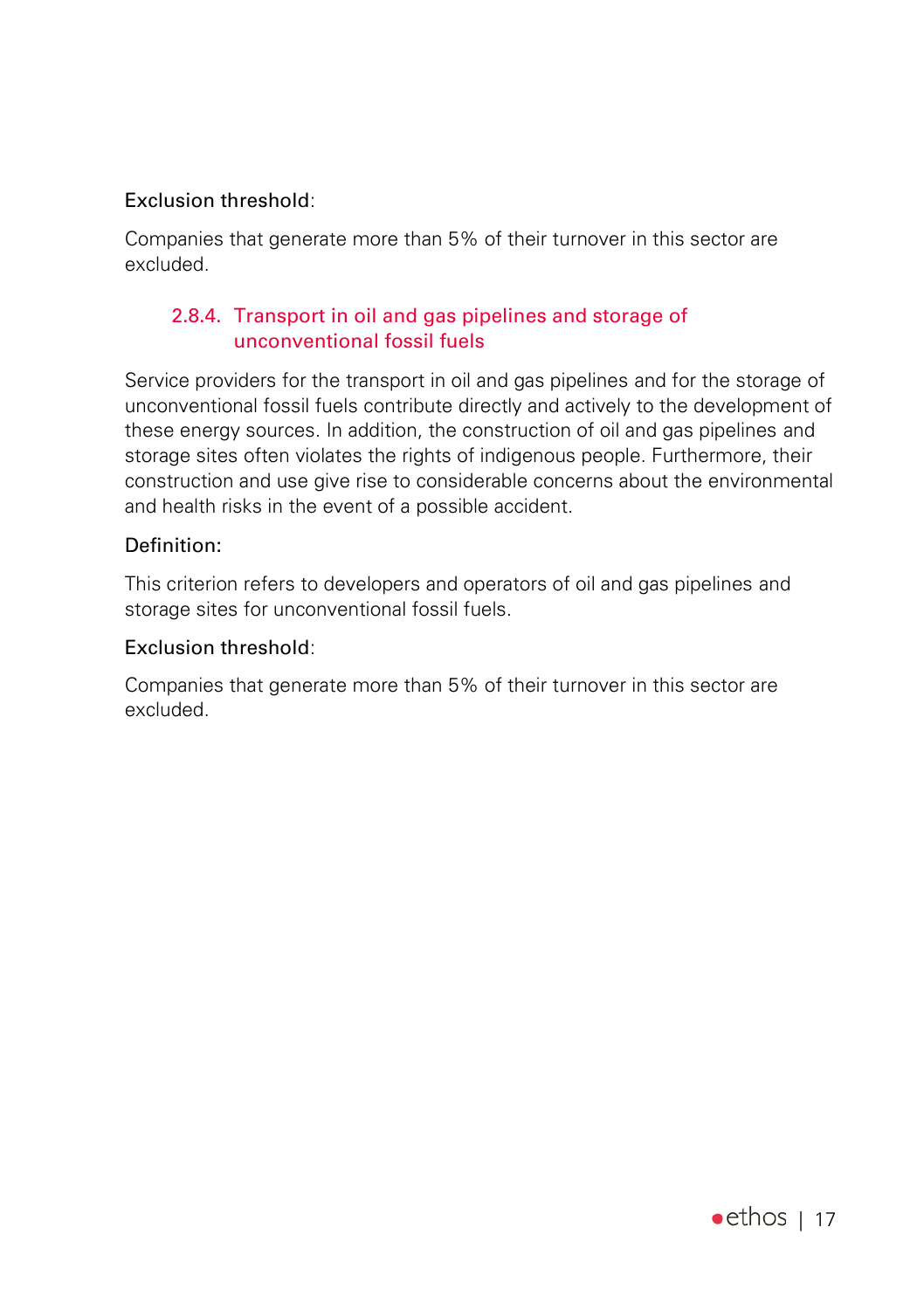Exclusion threshold:

Companies that generate more than 5% of their turnover in this sector are excluded.

#### 2.8.4. Transport in oil and gas pipelines and storage of unconventional fossil fuels

Service providers for the transport in oil and gas pipelines and for the storage of unconventional fossil fuels contribute directly and actively to the development of these energy sources. In addition, the construction of oil and gas pipelines and storage sites often violates the rights of indigenous people. Furthermore, their construction and use give rise to considerable concerns about the environmental and health risks in the event of a possible accident.

Definition:

This criterion refers to developers and operators of oil and gas pipelines and storage sites for unconventional fossil fuels.

Exclusion threshold:

Companies that generate more than 5% of their turnover in this sector are excluded.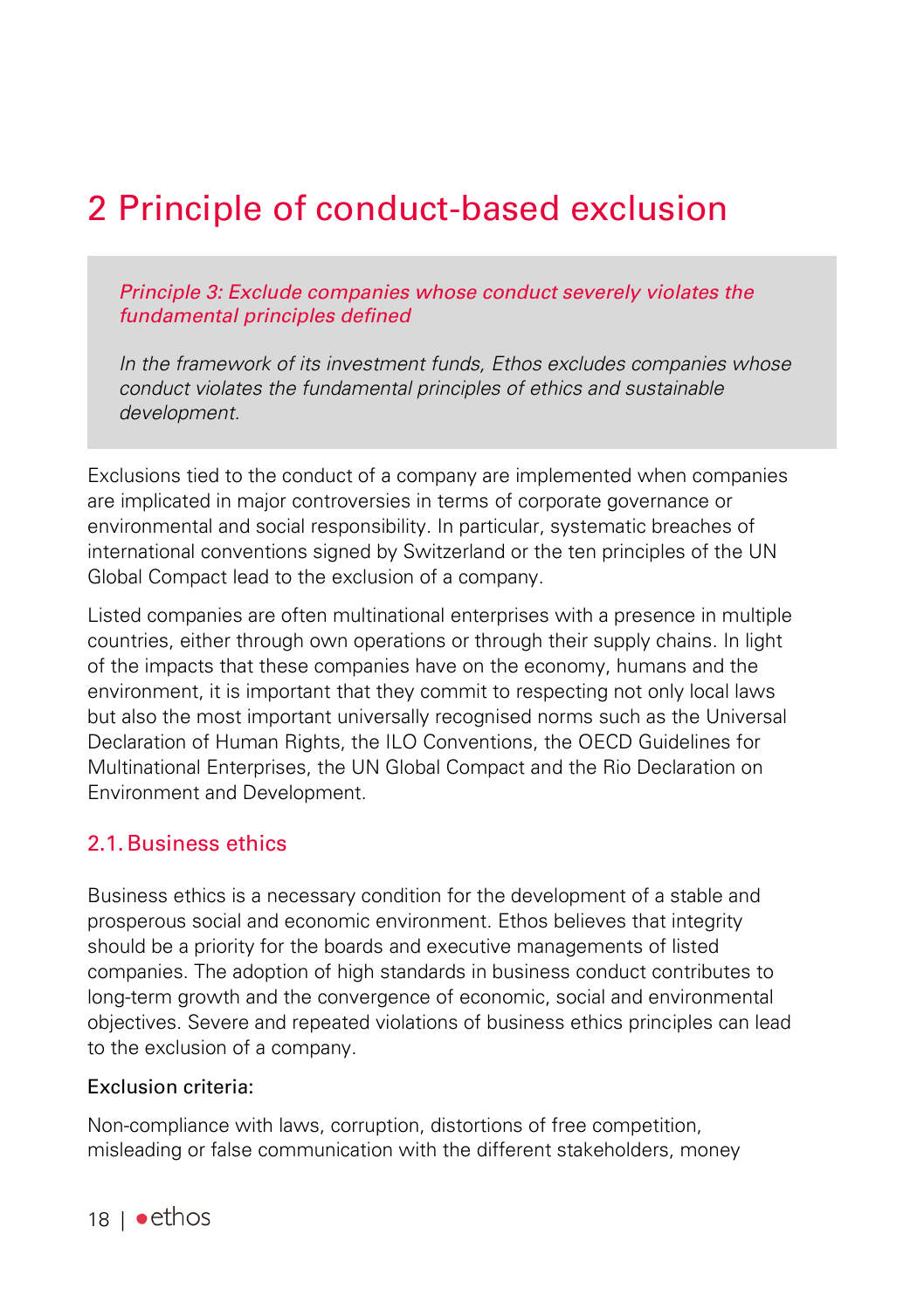# 2 Principle of conduct-based exclusion

> *Principle 3: Exclude companies whose conduct severely violates the fundamental principles defined*
>
> *In the framework of its investment funds, Ethos excludes companies whose conduct violates the fundamental principles of ethics and sustainable development.*

Exclusions tied to the conduct of a company are implemented when companies are implicated in major controversies in terms of corporate governance or environmental and social responsibility. In particular, systematic breaches of international conventions signed by Switzerland or the ten principles of the UN Global Compact lead to the exclusion of a company.

Listed companies are often multinational enterprises with a presence in multiple countries, either through own operations or through their supply chains. In light of the impacts that these companies have on the economy, humans and the environment, it is important that they commit to respecting not only local laws but also the most important universally recognised norms such as the Universal Declaration of Human Rights, the ILO Conventions, the OECD Guidelines for Multinational Enterprises, the UN Global Compact and the Rio Declaration on Environment and Development.

## 2.1. Business ethics

Business ethics is a necessary condition for the development of a stable and prosperous social and economic environment. Ethos believes that integrity should be a priority for the boards and executive managements of listed companies. The adoption of high standards in business conduct contributes to long-term growth and the convergence of economic, social and environmental objectives. Severe and repeated violations of business ethics principles can lead to the exclusion of a company.

Exclusion criteria:

Non-compliance with laws, corruption, distortions of free competition, misleading or false communication with the different stakeholders, money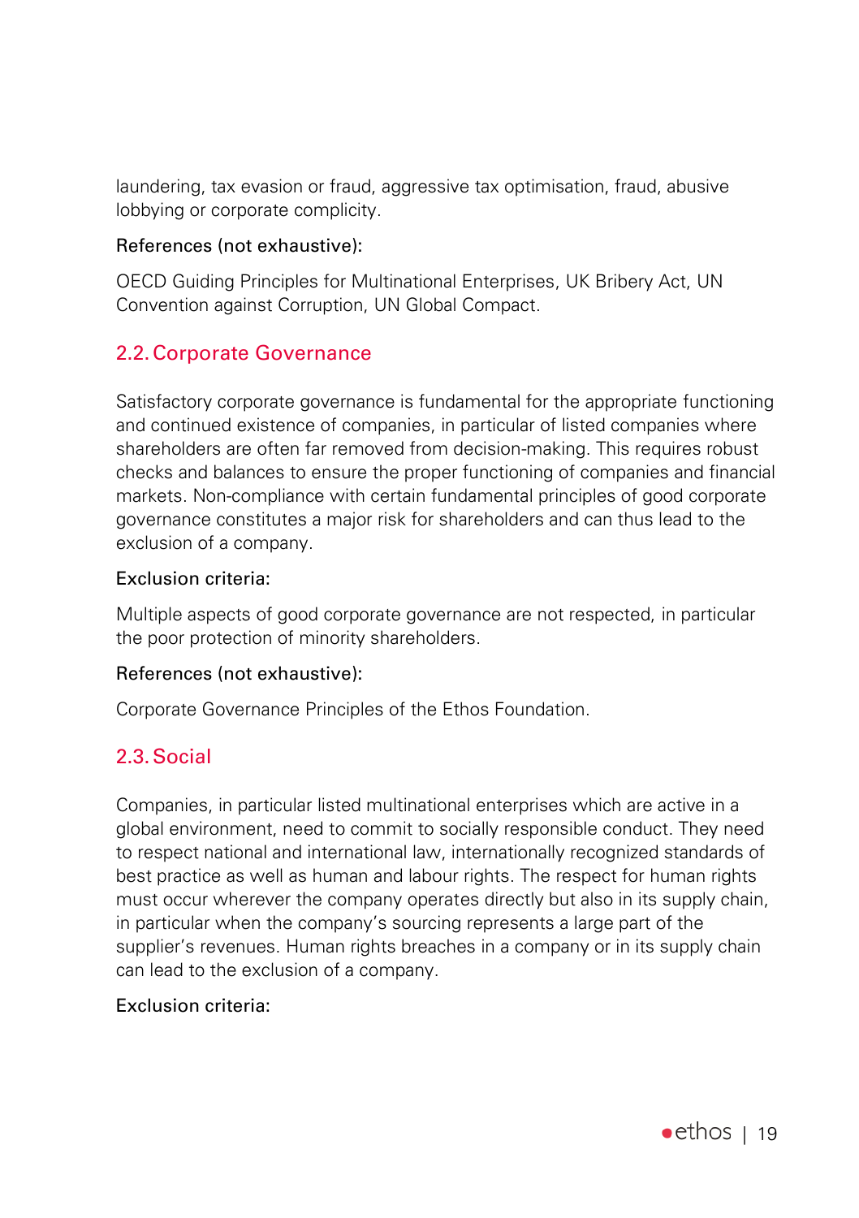laundering, tax evasion or fraud, aggressive tax optimisation, fraud, abusive lobbying or corporate complicity.

References (not exhaustive):

OECD Guiding Principles for Multinational Enterprises, UK Bribery Act, UN Convention against Corruption, UN Global Compact.

## 2.2. Corporate Governance

Satisfactory corporate governance is fundamental for the appropriate functioning and continued existence of companies, in particular of listed companies where shareholders are often far removed from decision-making. This requires robust checks and balances to ensure the proper functioning of companies and financial markets. Non-compliance with certain fundamental principles of good corporate governance constitutes a major risk for shareholders and can thus lead to the exclusion of a company.

Exclusion criteria:

Multiple aspects of good corporate governance are not respected, in particular the poor protection of minority shareholders.

References (not exhaustive):

Corporate Governance Principles of the Ethos Foundation.

## 2.3. Social

Companies, in particular listed multinational enterprises which are active in a global environment, need to commit to socially responsible conduct. They need to respect national and international law, internationally recognized standards of best practice as well as human and labour rights. The respect for human rights must occur wherever the company operates directly but also in its supply chain, in particular when the company's sourcing represents a large part of the supplier's revenues. Human rights breaches in a company or in its supply chain can lead to the exclusion of a company.

Exclusion criteria: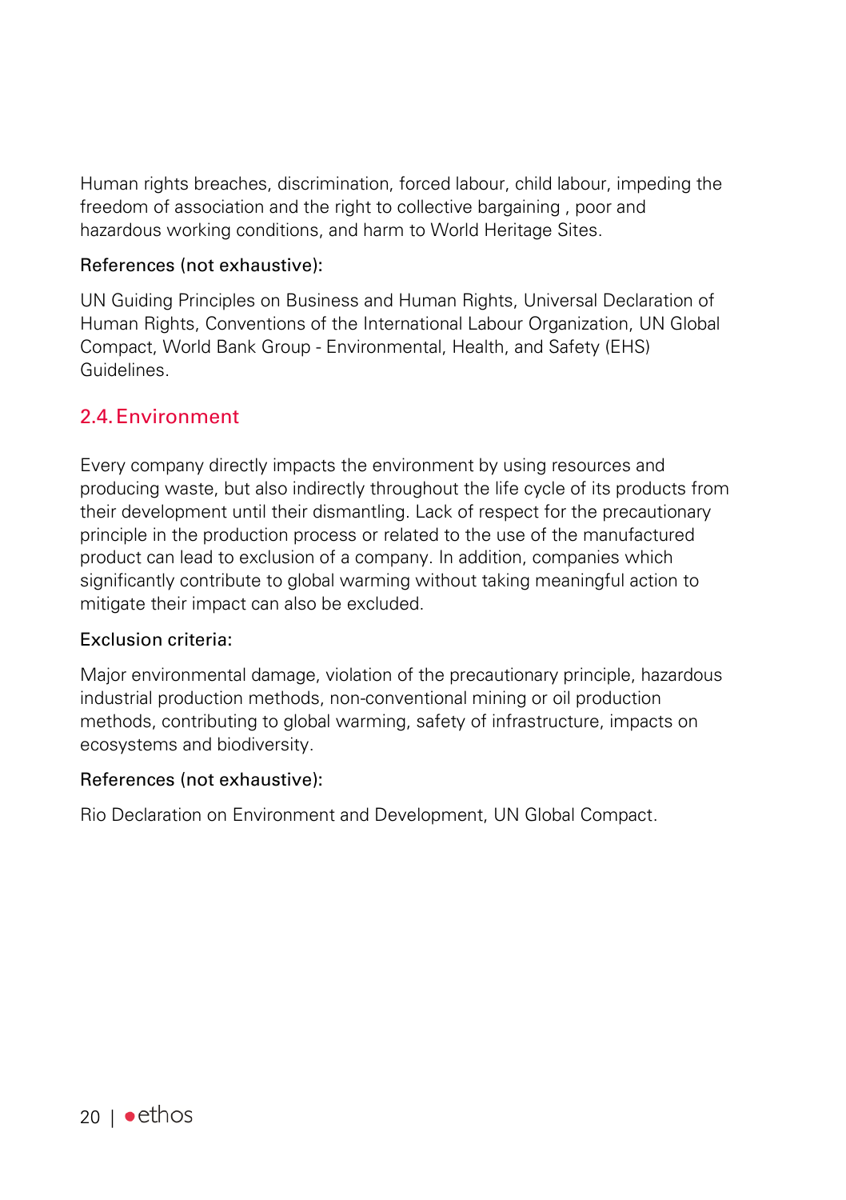Human rights breaches, discrimination, forced labour, child labour, impeding the freedom of association and the right to collective bargaining , poor and hazardous working conditions, and harm to World Heritage Sites.

References (not exhaustive):

UN Guiding Principles on Business and Human Rights, Universal Declaration of Human Rights, Conventions of the International Labour Organization, UN Global Compact, World Bank Group - Environmental, Health, and Safety (EHS) Guidelines.

## 2.4. Environment

Every company directly impacts the environment by using resources and producing waste, but also indirectly throughout the life cycle of its products from their development until their dismantling. Lack of respect for the precautionary principle in the production process or related to the use of the manufactured product can lead to exclusion of a company. In addition, companies which significantly contribute to global warming without taking meaningful action to mitigate their impact can also be excluded.

Exclusion criteria:

Major environmental damage, violation of the precautionary principle, hazardous industrial production methods, non-conventional mining or oil production methods, contributing to global warming, safety of infrastructure, impacts on ecosystems and biodiversity.

References (not exhaustive):

Rio Declaration on Environment and Development, UN Global Compact.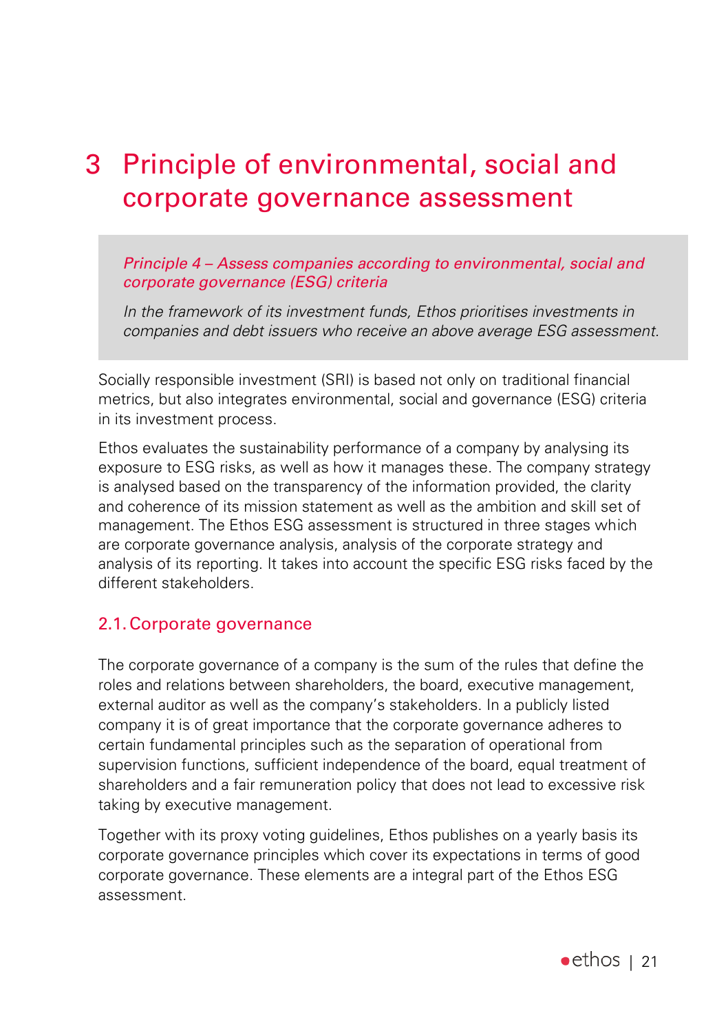# 3 Principle of environmental, social and corporate governance assessment

> *Principle 4 – Assess companies according to environmental, social and corporate governance (ESG) criteria*
>
> *In the framework of its investment funds, Ethos prioritises investments in companies and debt issuers who receive an above average ESG assessment.*

Socially responsible investment (SRI) is based not only on traditional financial metrics, but also integrates environmental, social and governance (ESG) criteria in its investment process.

Ethos evaluates the sustainability performance of a company by analysing its exposure to ESG risks, as well as how it manages these. The company strategy is analysed based on the transparency of the information provided, the clarity and coherence of its mission statement as well as the ambition and skill set of management. The Ethos ESG assessment is structured in three stages which are corporate governance analysis, analysis of the corporate strategy and analysis of its reporting. It takes into account the specific ESG risks faced by the different stakeholders.

## 2.1. Corporate governance

The corporate governance of a company is the sum of the rules that define the roles and relations between shareholders, the board, executive management, external auditor as well as the company's stakeholders. In a publicly listed company it is of great importance that the corporate governance adheres to certain fundamental principles such as the separation of operational from supervision functions, sufficient independence of the board, equal treatment of shareholders and a fair remuneration policy that does not lead to excessive risk taking by executive management.

Together with its proxy voting guidelines, Ethos publishes on a yearly basis its corporate governance principles which cover its expectations in terms of good corporate governance. These elements are a integral part of the Ethos ESG assessment.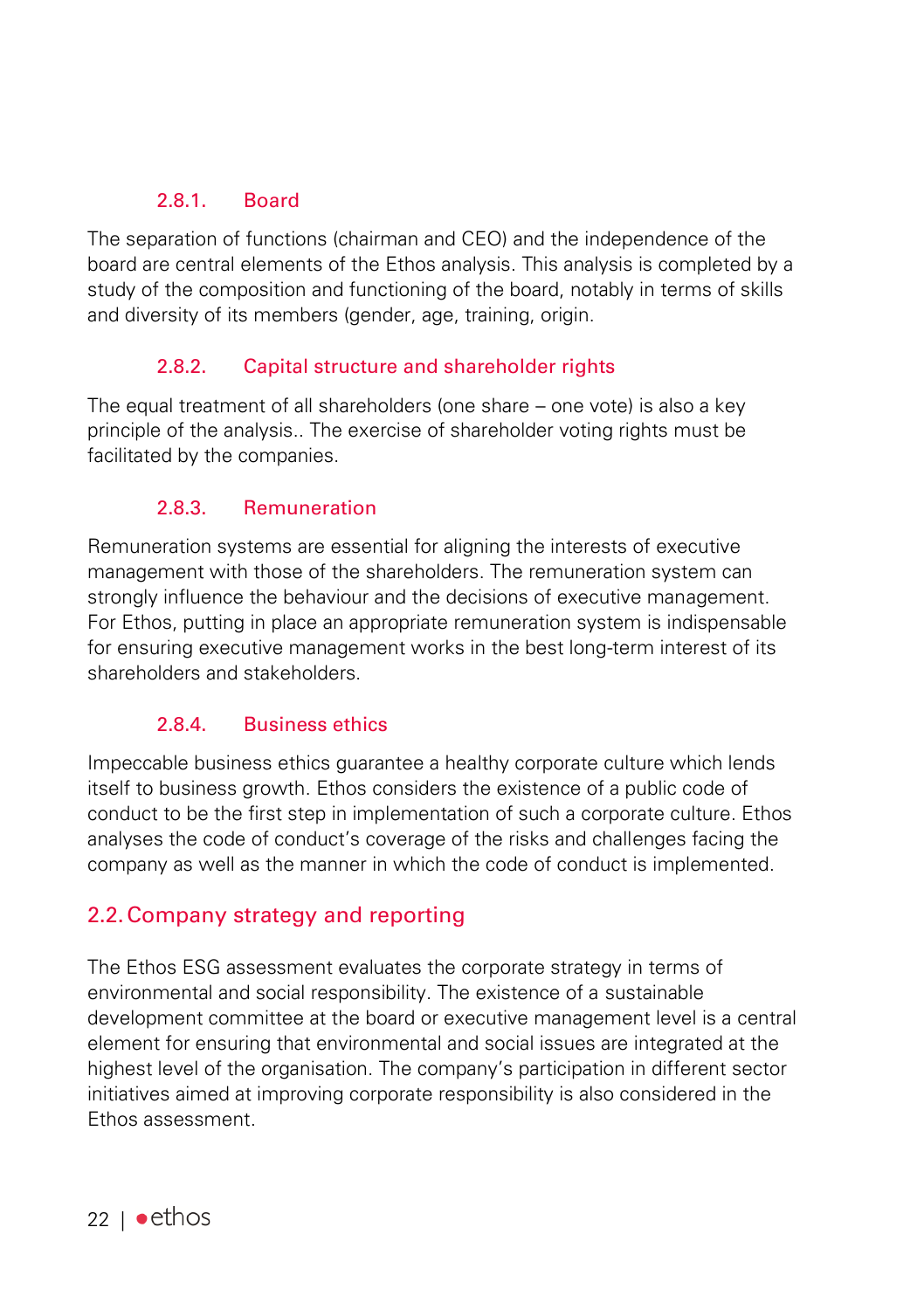#### 2.8.1. Board

The separation of functions (chairman and CEO) and the independence of the board are central elements of the Ethos analysis. This analysis is completed by a study of the composition and functioning of the board, notably in terms of skills and diversity of its members (gender, age, training, origin.

#### 2.8.2. Capital structure and shareholder rights

The equal treatment of all shareholders (one share – one vote) is also a key principle of the analysis.. The exercise of shareholder voting rights must be facilitated by the companies.

#### 2.8.3. Remuneration

Remuneration systems are essential for aligning the interests of executive management with those of the shareholders. The remuneration system can strongly influence the behaviour and the decisions of executive management. For Ethos, putting in place an appropriate remuneration system is indispensable for ensuring executive management works in the best long-term interest of its shareholders and stakeholders.

#### 2.8.4. Business ethics

Impeccable business ethics guarantee a healthy corporate culture which lends itself to business growth. Ethos considers the existence of a public code of conduct to be the first step in implementation of such a corporate culture. Ethos analyses the code of conduct's coverage of the risks and challenges facing the company as well as the manner in which the code of conduct is implemented.

### 2.2. Company strategy and reporting

The Ethos ESG assessment evaluates the corporate strategy in terms of environmental and social responsibility. The existence of a sustainable development committee at the board or executive management level is a central element for ensuring that environmental and social issues are integrated at the highest level of the organisation. The company's participation in different sector initiatives aimed at improving corporate responsibility is also considered in the Ethos assessment.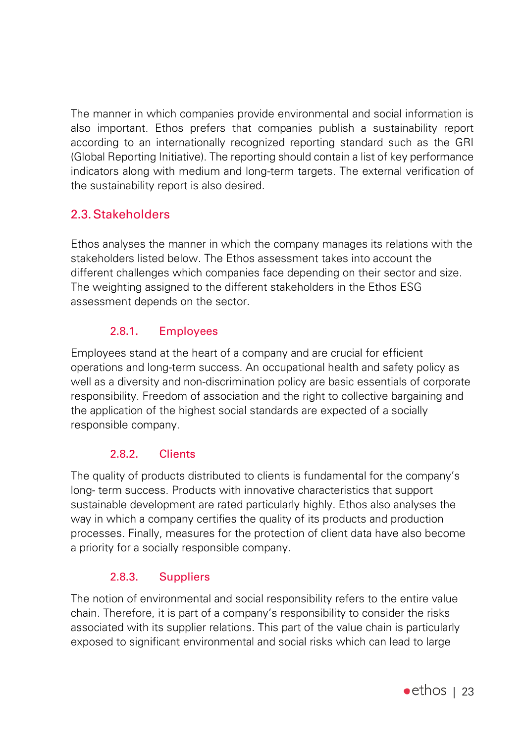The manner in which companies provide environmental and social information is also important. Ethos prefers that companies publish a sustainability report according to an internationally recognized reporting standard such as the GRI (Global Reporting Initiative). The reporting should contain a list of key performance indicators along with medium and long-term targets. The external verification of the sustainability report is also desired.

## 2.3. Stakeholders

Ethos analyses the manner in which the company manages its relations with the stakeholders listed below. The Ethos assessment takes into account the different challenges which companies face depending on their sector and size. The weighting assigned to the different stakeholders in the Ethos ESG assessment depends on the sector.

### 2.8.1. Employees

Employees stand at the heart of a company and are crucial for efficient operations and long-term success. An occupational health and safety policy as well as a diversity and non-discrimination policy are basic essentials of corporate responsibility. Freedom of association and the right to collective bargaining and the application of the highest social standards are expected of a socially responsible company.

### 2.8.2. Clients

The quality of products distributed to clients is fundamental for the company's long- term success. Products with innovative characteristics that support sustainable development are rated particularly highly. Ethos also analyses the way in which a company certifies the quality of its products and production processes. Finally, measures for the protection of client data have also become a priority for a socially responsible company.

### 2.8.3. Suppliers

The notion of environmental and social responsibility refers to the entire value chain. Therefore, it is part of a company's responsibility to consider the risks associated with its supplier relations. This part of the value chain is particularly exposed to significant environmental and social risks which can lead to large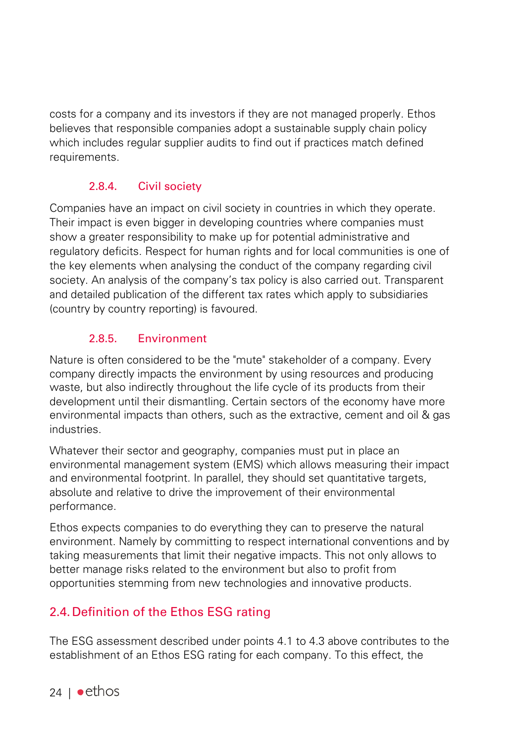costs for a company and its investors if they are not managed properly. Ethos believes that responsible companies adopt a sustainable supply chain policy which includes regular supplier audits to find out if practices match defined requirements.

#### 2.8.4. Civil society

Companies have an impact on civil society in countries in which they operate. Their impact is even bigger in developing countries where companies must show a greater responsibility to make up for potential administrative and regulatory deficits. Respect for human rights and for local communities is one of the key elements when analysing the conduct of the company regarding civil society. An analysis of the company's tax policy is also carried out. Transparent and detailed publication of the different tax rates which apply to subsidiaries (country by country reporting) is favoured.

#### 2.8.5. Environment

Nature is often considered to be the "mute" stakeholder of a company. Every company directly impacts the environment by using resources and producing waste, but also indirectly throughout the life cycle of its products from their development until their dismantling. Certain sectors of the economy have more environmental impacts than others, such as the extractive, cement and oil & gas industries.

Whatever their sector and geography, companies must put in place an environmental management system (EMS) which allows measuring their impact and environmental footprint. In parallel, they should set quantitative targets, absolute and relative to drive the improvement of their environmental performance.

Ethos expects companies to do everything they can to preserve the natural environment. Namely by committing to respect international conventions and by taking measurements that limit their negative impacts. This not only allows to better manage risks related to the environment but also to profit from opportunities stemming from new technologies and innovative products.

### 2.4. Definition of the Ethos ESG rating

The ESG assessment described under points 4.1 to 4.3 above contributes to the establishment of an Ethos ESG rating for each company. To this effect, the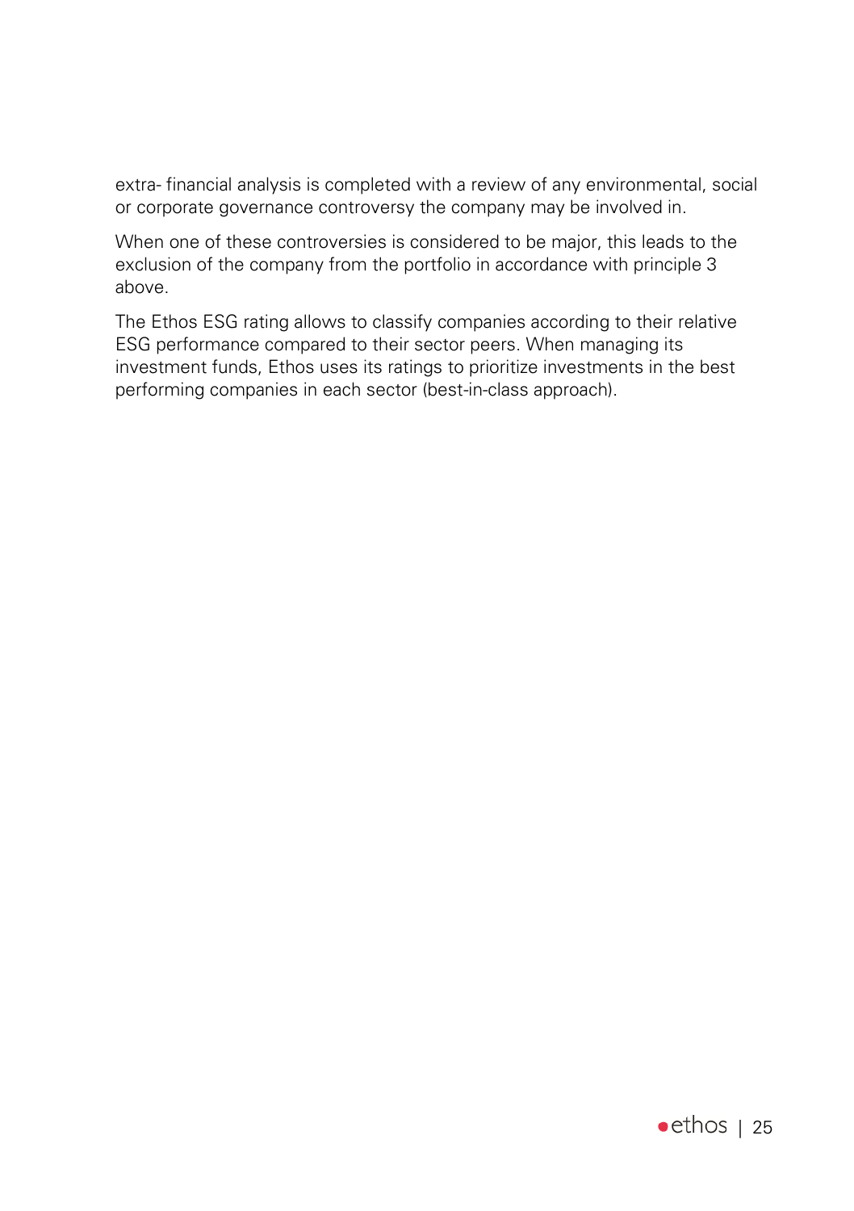extra- financial analysis is completed with a review of any environmental, social or corporate governance controversy the company may be involved in.

When one of these controversies is considered to be major, this leads to the exclusion of the company from the portfolio in accordance with principle 3 above.

The Ethos ESG rating allows to classify companies according to their relative ESG performance compared to their sector peers. When managing its investment funds, Ethos uses its ratings to prioritize investments in the best performing companies in each sector (best-in-class approach).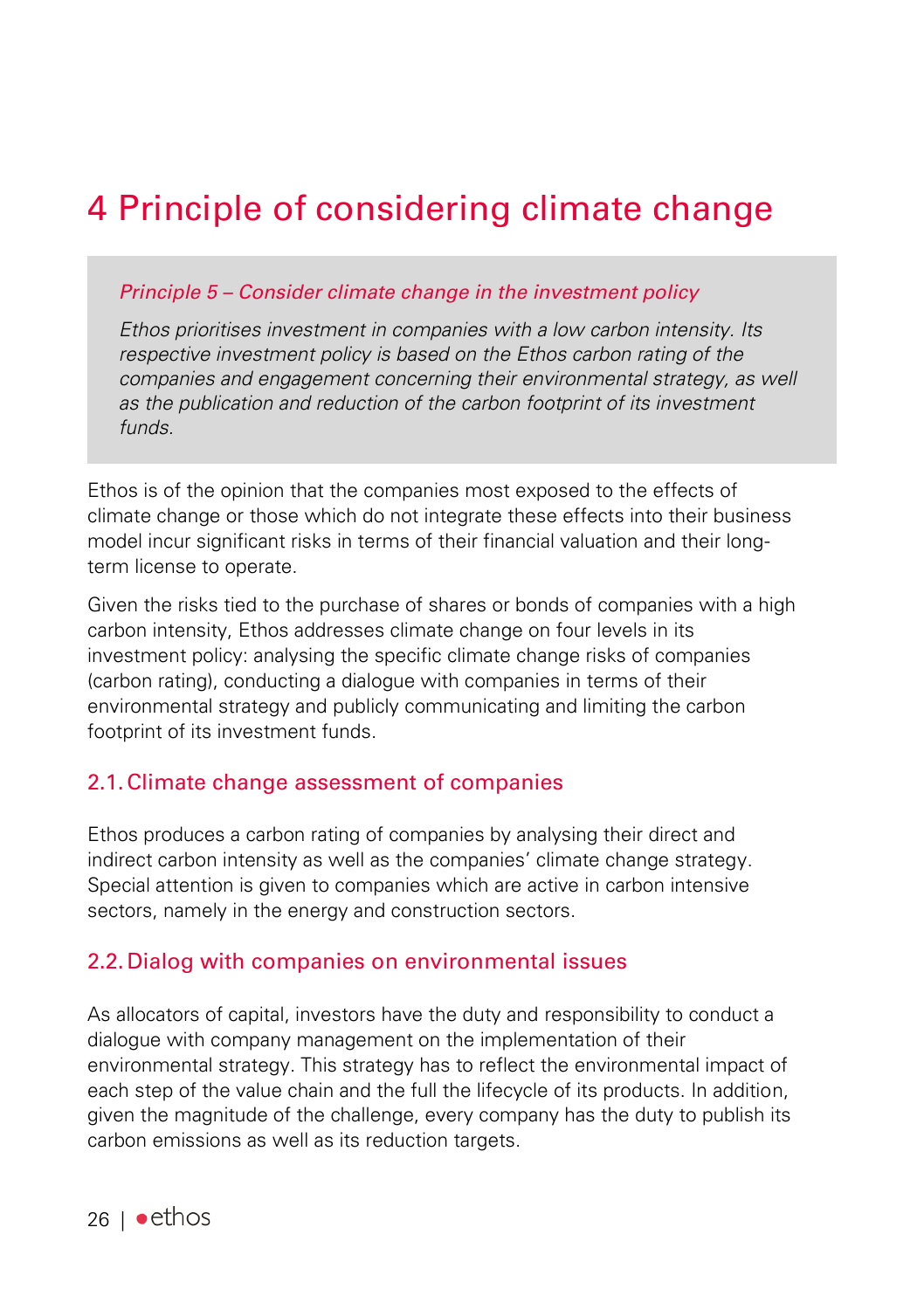# 4 Principle of considering climate change

*Principle 5 – Consider climate change in the investment policy*

*Ethos prioritises investment in companies with a low carbon intensity. Its respective investment policy is based on the Ethos carbon rating of the companies and engagement concerning their environmental strategy, as well as the publication and reduction of the carbon footprint of its investment funds.*

Ethos is of the opinion that the companies most exposed to the effects of climate change or those which do not integrate these effects into their business model incur significant risks in terms of their financial valuation and their long-term license to operate.

Given the risks tied to the purchase of shares or bonds of companies with a high carbon intensity, Ethos addresses climate change on four levels in its investment policy: analysing the specific climate change risks of companies (carbon rating), conducting a dialogue with companies in terms of their environmental strategy and publicly communicating and limiting the carbon footprint of its investment funds.

## 2.1. Climate change assessment of companies

Ethos produces a carbon rating of companies by analysing their direct and indirect carbon intensity as well as the companies' climate change strategy. Special attention is given to companies which are active in carbon intensive sectors, namely in the energy and construction sectors.

## 2.2. Dialog with companies on environmental issues

As allocators of capital, investors have the duty and responsibility to conduct a dialogue with company management on the implementation of their environmental strategy. This strategy has to reflect the environmental impact of each step of the value chain and the full the lifecycle of its products. In addition, given the magnitude of the challenge, every company has the duty to publish its carbon emissions as well as its reduction targets.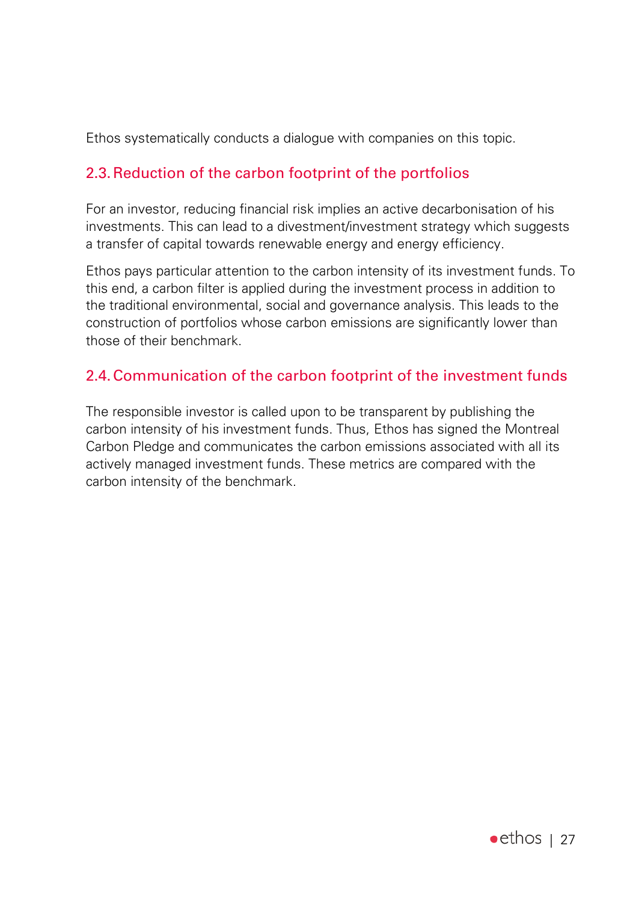Ethos systematically conducts a dialogue with companies on this topic.

### 2.3. Reduction of the carbon footprint of the portfolios

For an investor, reducing financial risk implies an active decarbonisation of his investments. This can lead to a divestment/investment strategy which suggests a transfer of capital towards renewable energy and energy efficiency.

Ethos pays particular attention to the carbon intensity of its investment funds. To this end, a carbon filter is applied during the investment process in addition to the traditional environmental, social and governance analysis. This leads to the construction of portfolios whose carbon emissions are significantly lower than those of their benchmark.

### 2.4. Communication of the carbon footprint of the investment funds

The responsible investor is called upon to be transparent by publishing the carbon intensity of his investment funds. Thus, Ethos has signed the Montreal Carbon Pledge and communicates the carbon emissions associated with all its actively managed investment funds. These metrics are compared with the carbon intensity of the benchmark.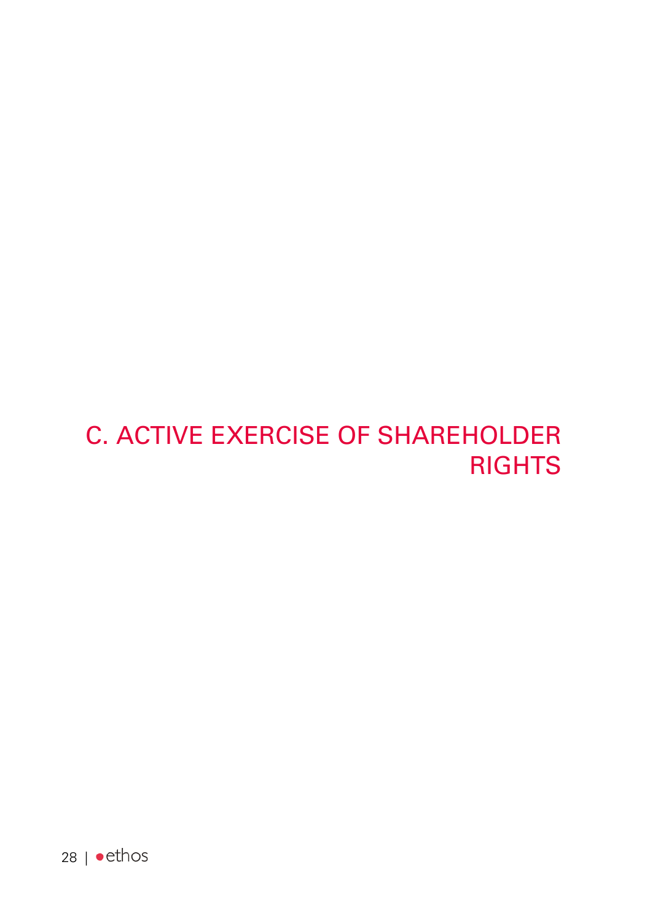# C. ACTIVE EXERCISE OF SHAREHOLDER RIGHTS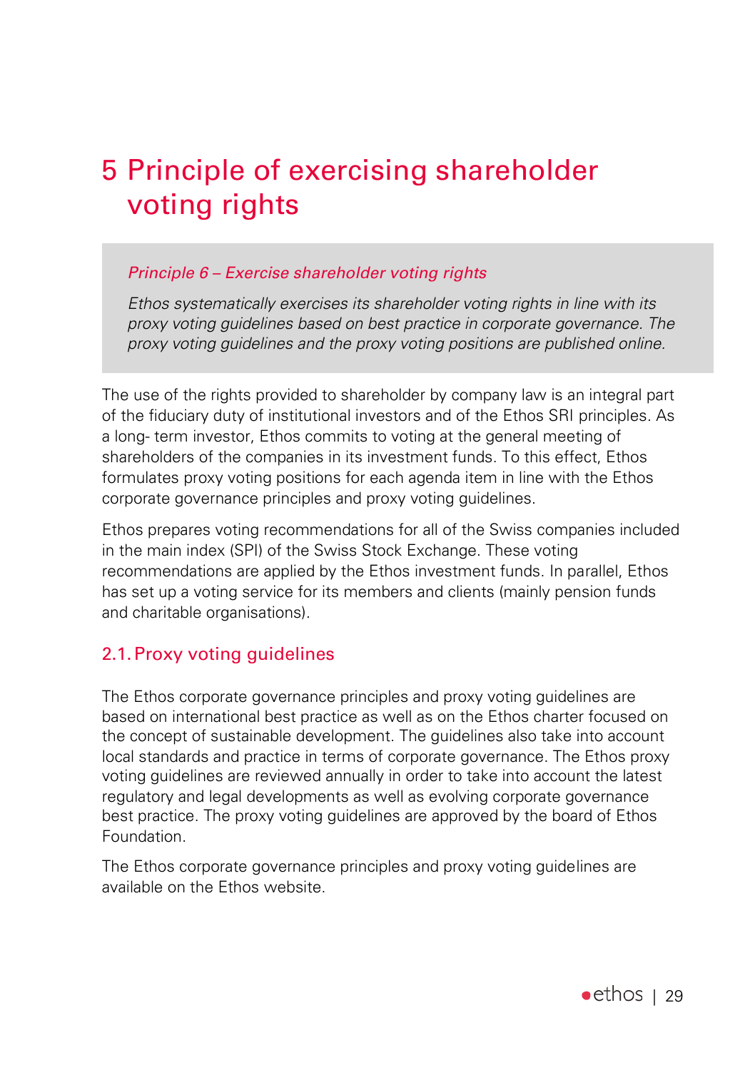# 5 Principle of exercising shareholder voting rights

> *Principle 6 – Exercise shareholder voting rights*
>
> *Ethos systematically exercises its shareholder voting rights in line with its proxy voting guidelines based on best practice in corporate governance. The proxy voting guidelines and the proxy voting positions are published online.*

The use of the rights provided to shareholder by company law is an integral part of the fiduciary duty of institutional investors and of the Ethos SRI principles. As a long- term investor, Ethos commits to voting at the general meeting of shareholders of the companies in its investment funds. To this effect, Ethos formulates proxy voting positions for each agenda item in line with the Ethos corporate governance principles and proxy voting guidelines.

Ethos prepares voting recommendations for all of the Swiss companies included in the main index (SPI) of the Swiss Stock Exchange. These voting recommendations are applied by the Ethos investment funds. In parallel, Ethos has set up a voting service for its members and clients (mainly pension funds and charitable organisations).

## 2.1. Proxy voting guidelines

The Ethos corporate governance principles and proxy voting guidelines are based on international best practice as well as on the Ethos charter focused on the concept of sustainable development. The guidelines also take into account local standards and practice in terms of corporate governance. The Ethos proxy voting guidelines are reviewed annually in order to take into account the latest regulatory and legal developments as well as evolving corporate governance best practice. The proxy voting guidelines are approved by the board of Ethos Foundation.

The Ethos corporate governance principles and proxy voting guidelines are available on the Ethos website.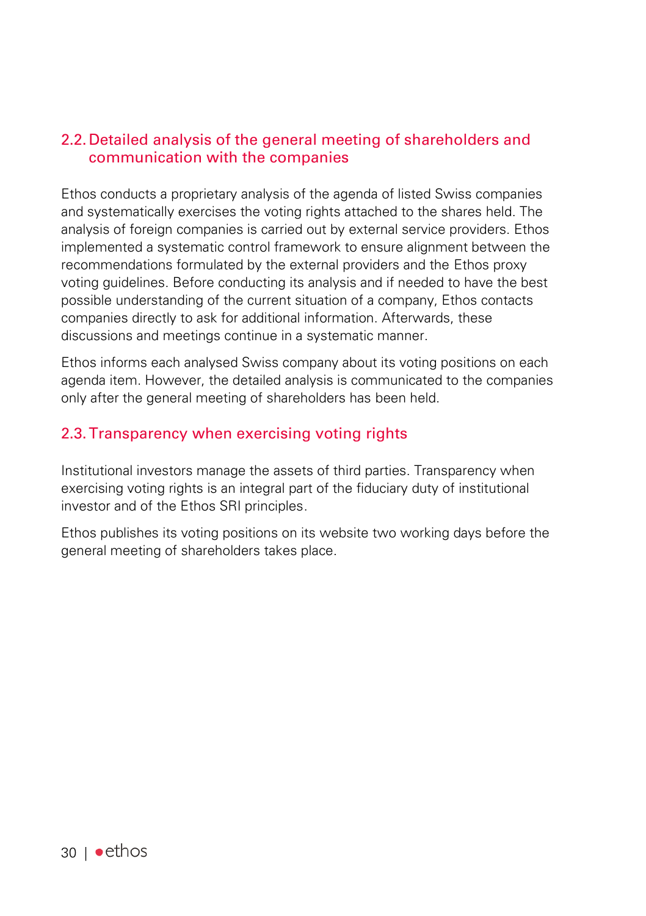## 2.2. Detailed analysis of the general meeting of shareholders and communication with the companies

Ethos conducts a proprietary analysis of the agenda of listed Swiss companies and systematically exercises the voting rights attached to the shares held. The analysis of foreign companies is carried out by external service providers. Ethos implemented a systematic control framework to ensure alignment between the recommendations formulated by the external providers and the Ethos proxy voting guidelines. Before conducting its analysis and if needed to have the best possible understanding of the current situation of a company, Ethos contacts companies directly to ask for additional information. Afterwards, these discussions and meetings continue in a systematic manner.

Ethos informs each analysed Swiss company about its voting positions on each agenda item. However, the detailed analysis is communicated to the companies only after the general meeting of shareholders has been held.

## 2.3. Transparency when exercising voting rights

Institutional investors manage the assets of third parties. Transparency when exercising voting rights is an integral part of the fiduciary duty of institutional investor and of the Ethos SRI principles.

Ethos publishes its voting positions on its website two working days before the general meeting of shareholders takes place.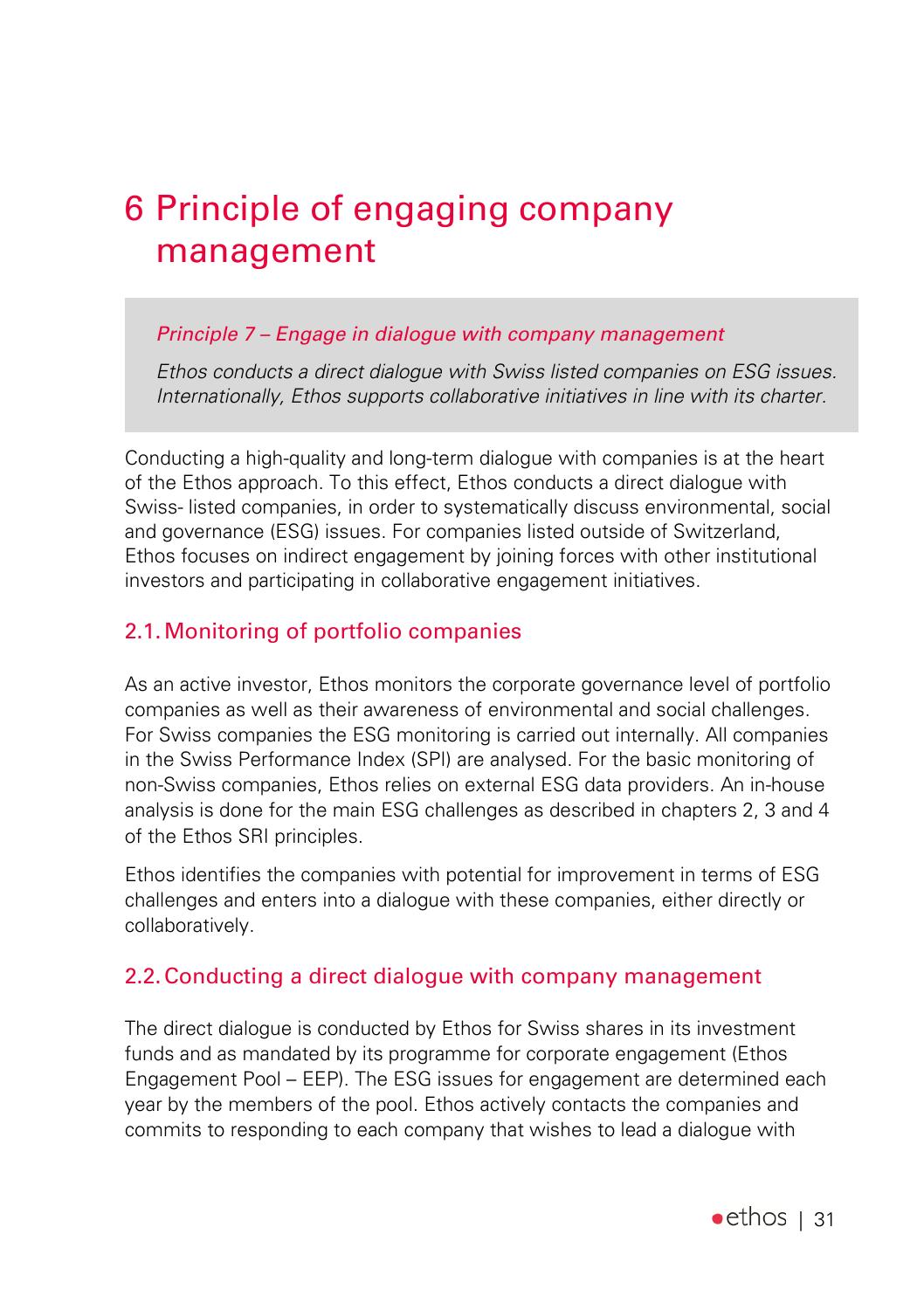# 6 Principle of engaging company management

> *Principle 7 – Engage in dialogue with company management*
>
> *Ethos conducts a direct dialogue with Swiss listed companies on ESG issues. Internationally, Ethos supports collaborative initiatives in line with its charter.*

Conducting a high-quality and long-term dialogue with companies is at the heart of the Ethos approach. To this effect, Ethos conducts a direct dialogue with Swiss- listed companies, in order to systematically discuss environmental, social and governance (ESG) issues. For companies listed outside of Switzerland, Ethos focuses on indirect engagement by joining forces with other institutional investors and participating in collaborative engagement initiatives.

## 2.1. Monitoring of portfolio companies

As an active investor, Ethos monitors the corporate governance level of portfolio companies as well as their awareness of environmental and social challenges. For Swiss companies the ESG monitoring is carried out internally. All companies in the Swiss Performance Index (SPI) are analysed. For the basic monitoring of non-Swiss companies, Ethos relies on external ESG data providers. An in-house analysis is done for the main ESG challenges as described in chapters 2, 3 and 4 of the Ethos SRI principles.

Ethos identifies the companies with potential for improvement in terms of ESG challenges and enters into a dialogue with these companies, either directly or collaboratively.

## 2.2. Conducting a direct dialogue with company management

The direct dialogue is conducted by Ethos for Swiss shares in its investment funds and as mandated by its programme for corporate engagement (Ethos Engagement Pool – EEP). The ESG issues for engagement are determined each year by the members of the pool. Ethos actively contacts the companies and commits to responding to each company that wishes to lead a dialogue with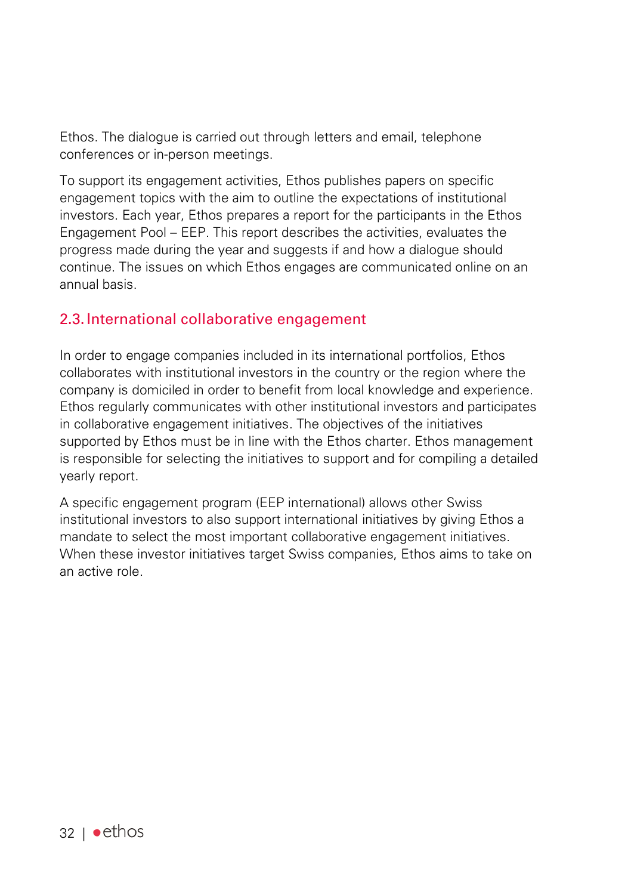Ethos. The dialogue is carried out through letters and email, telephone conferences or in-person meetings.

To support its engagement activities, Ethos publishes papers on specific engagement topics with the aim to outline the expectations of institutional investors. Each year, Ethos prepares a report for the participants in the Ethos Engagement Pool – EEP. This report describes the activities, evaluates the progress made during the year and suggests if and how a dialogue should continue. The issues on which Ethos engages are communicated online on an annual basis.

## 2.3. International collaborative engagement

In order to engage companies included in its international portfolios, Ethos collaborates with institutional investors in the country or the region where the company is domiciled in order to benefit from local knowledge and experience. Ethos regularly communicates with other institutional investors and participates in collaborative engagement initiatives. The objectives of the initiatives supported by Ethos must be in line with the Ethos charter. Ethos management is responsible for selecting the initiatives to support and for compiling a detailed yearly report.

A specific engagement program (EEP international) allows other Swiss institutional investors to also support international initiatives by giving Ethos a mandate to select the most important collaborative engagement initiatives. When these investor initiatives target Swiss companies, Ethos aims to take on an active role.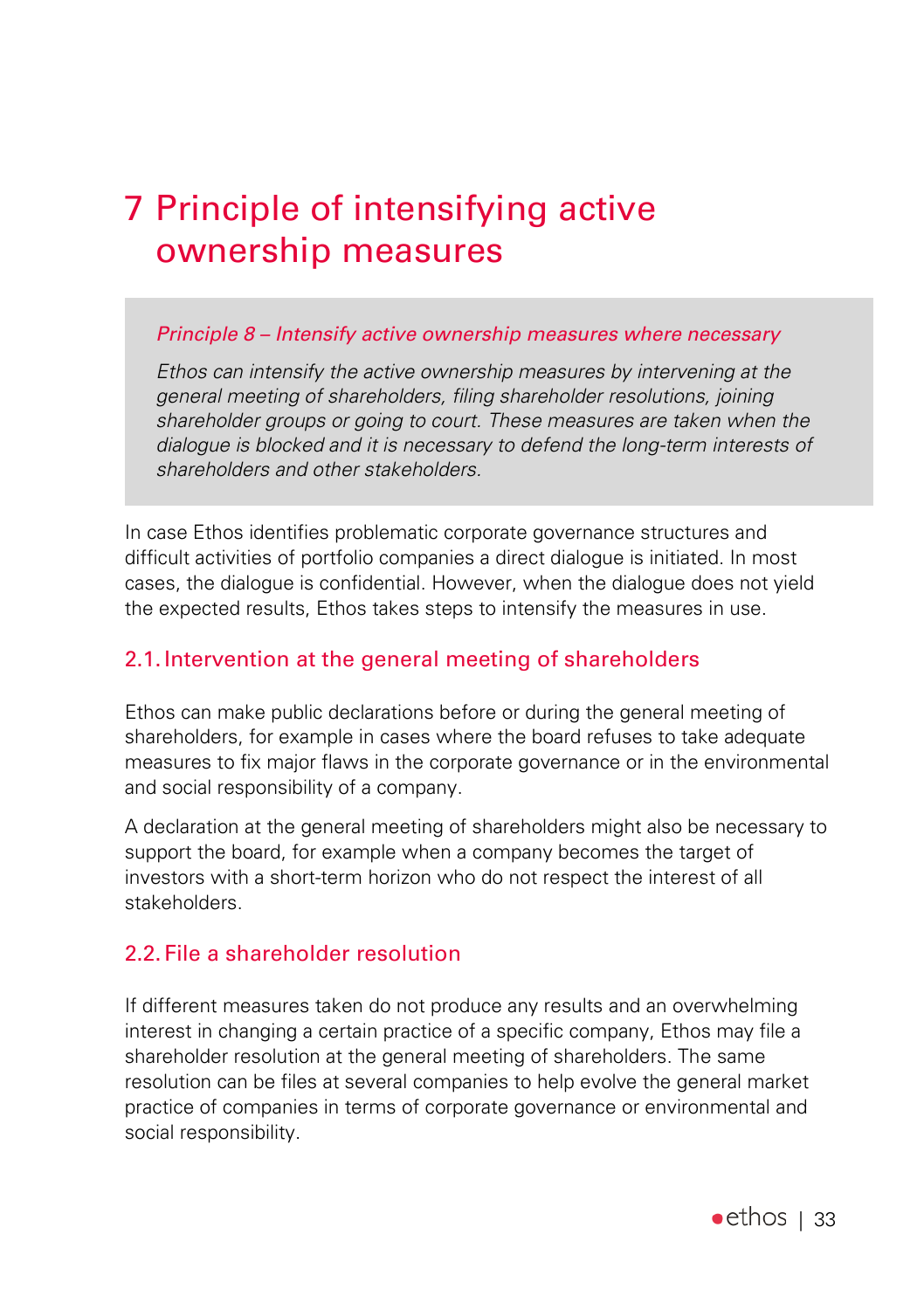# 7 Principle of intensifying active ownership measures

*Principle 8 – Intensify active ownership measures where necessary*

*Ethos can intensify the active ownership measures by intervening at the general meeting of shareholders, filing shareholder resolutions, joining shareholder groups or going to court. These measures are taken when the dialogue is blocked and it is necessary to defend the long-term interests of shareholders and other stakeholders.*

In case Ethos identifies problematic corporate governance structures and difficult activities of portfolio companies a direct dialogue is initiated. In most cases, the dialogue is confidential. However, when the dialogue does not yield the expected results, Ethos takes steps to intensify the measures in use.

## 2.1. Intervention at the general meeting of shareholders

Ethos can make public declarations before or during the general meeting of shareholders, for example in cases where the board refuses to take adequate measures to fix major flaws in the corporate governance or in the environmental and social responsibility of a company.

A declaration at the general meeting of shareholders might also be necessary to support the board, for example when a company becomes the target of investors with a short-term horizon who do not respect the interest of all stakeholders.

## 2.2. File a shareholder resolution

If different measures taken do not produce any results and an overwhelming interest in changing a certain practice of a specific company, Ethos may file a shareholder resolution at the general meeting of shareholders. The same resolution can be files at several companies to help evolve the general market practice of companies in terms of corporate governance or environmental and social responsibility.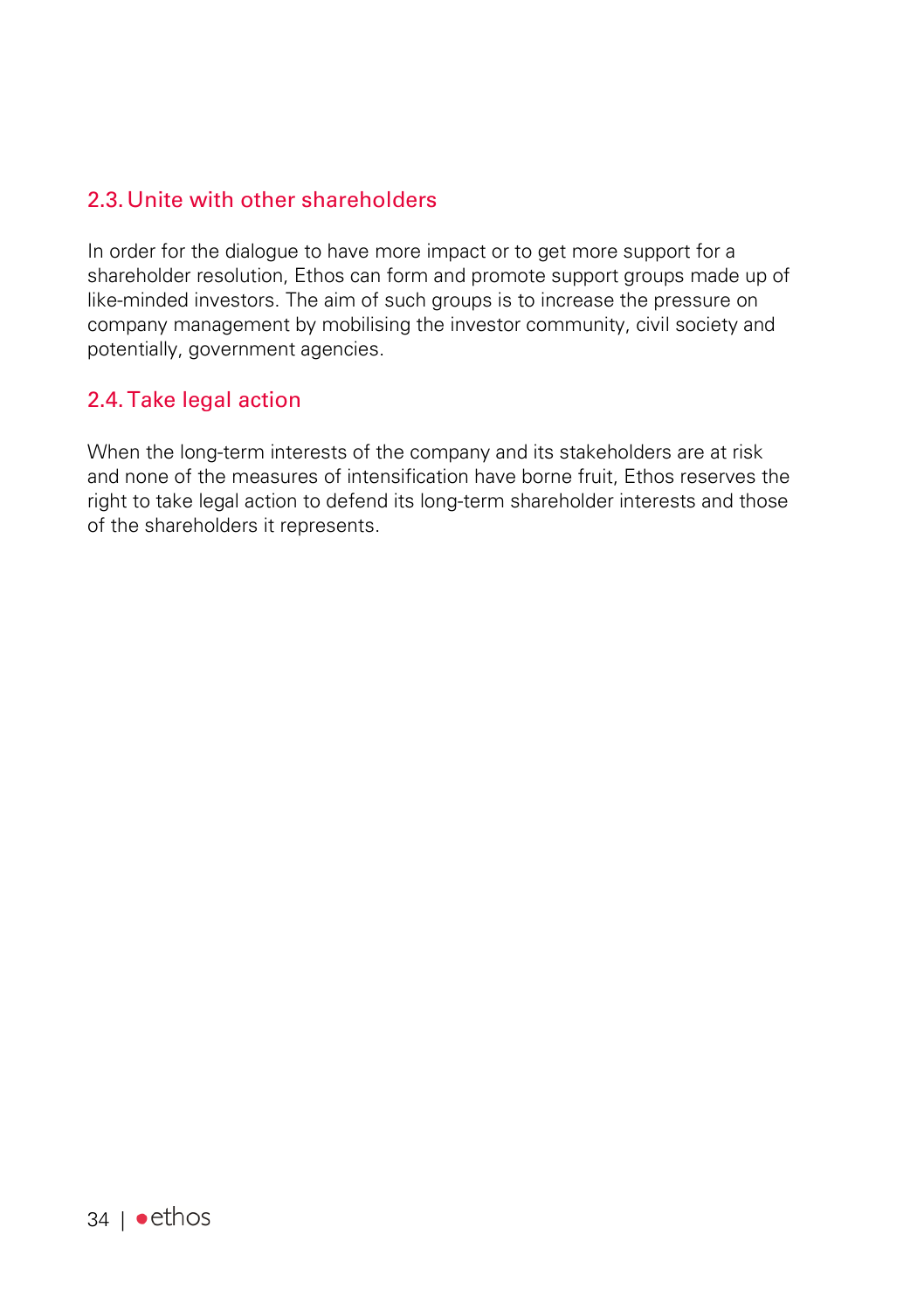### 2.3. Unite with other shareholders

In order for the dialogue to have more impact or to get more support for a shareholder resolution, Ethos can form and promote support groups made up of like-minded investors. The aim of such groups is to increase the pressure on company management by mobilising the investor community, civil society and potentially, government agencies.

### 2.4. Take legal action

When the long-term interests of the company and its stakeholders are at risk and none of the measures of intensification have borne fruit, Ethos reserves the right to take legal action to defend its long-term shareholder interests and those of the shareholders it represents.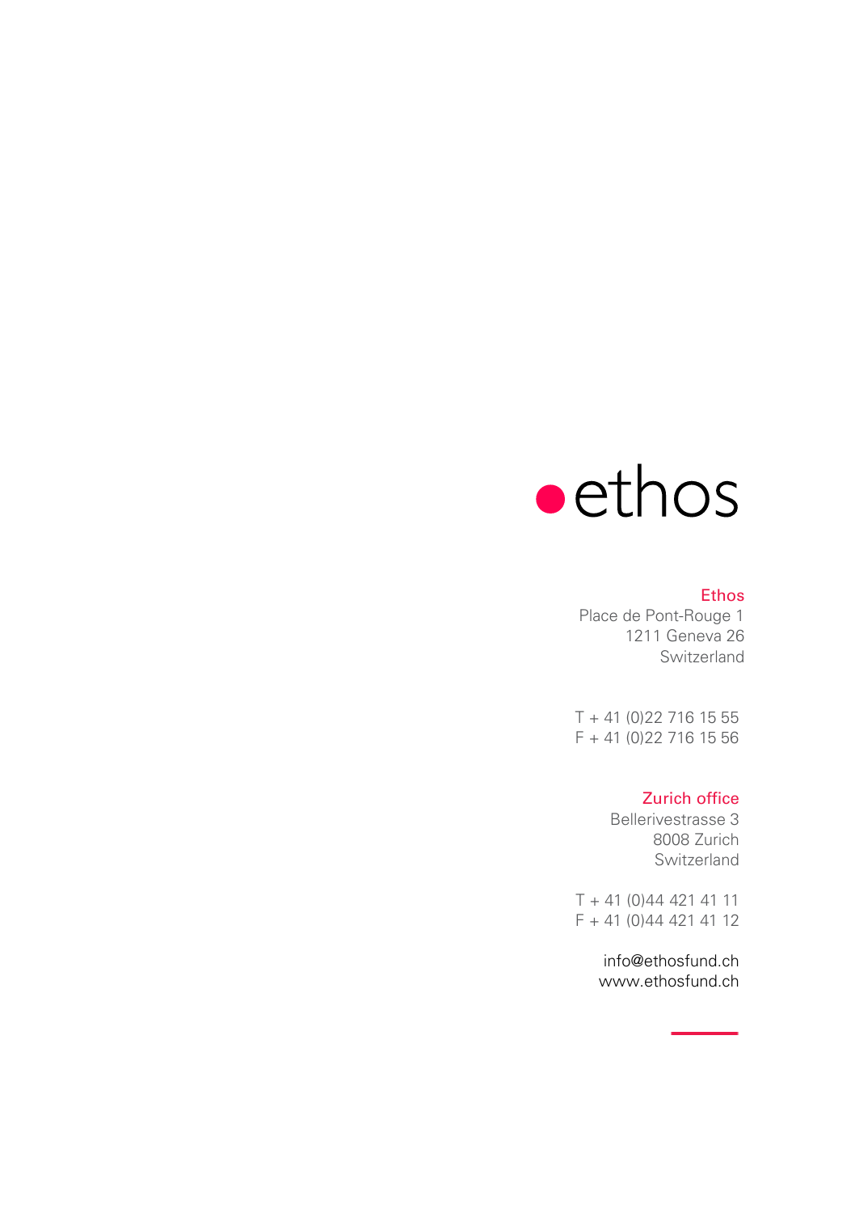ethos

**Ethos**
Place de Pont-Rouge 1
1211 Geneva 26
Switzerland

T + 41 (0)22 716 15 55
F + 41 (0)22 716 15 56

**Zurich office**
Bellerivestrasse 3
8008 Zurich
Switzerland

T + 41 (0)44 421 41 11
F + 41 (0)44 421 41 12

info@ethosfund.ch
www.ethosfund.ch